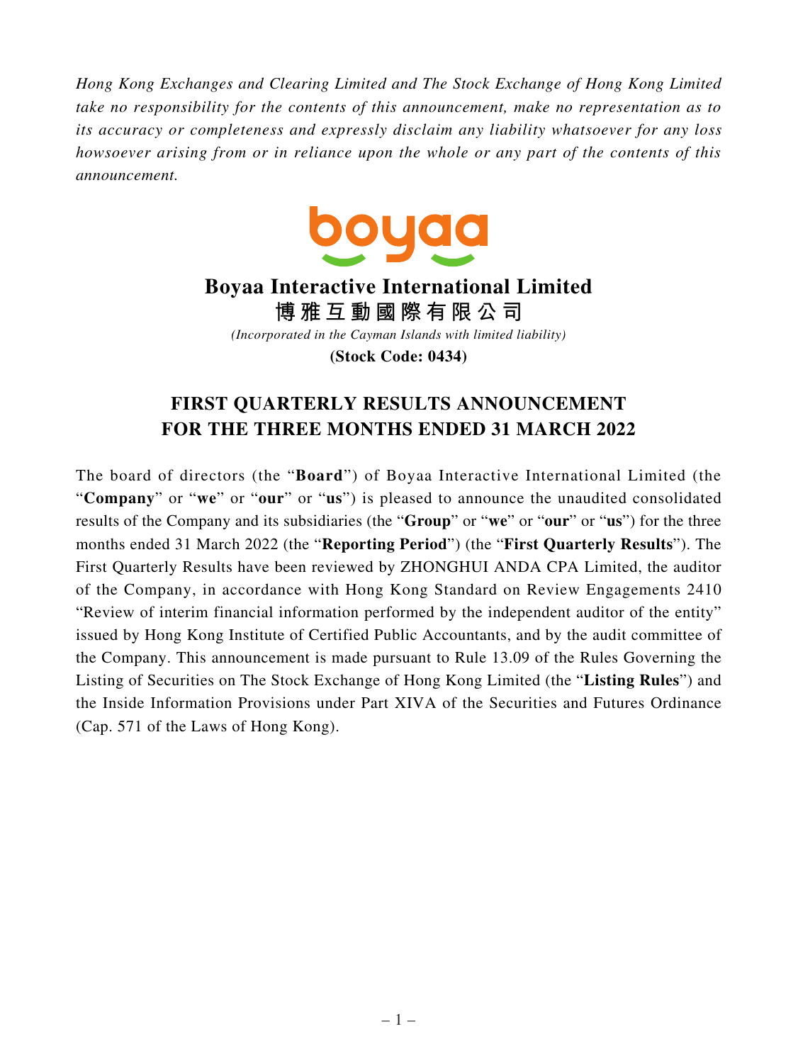*Hong Kong Exchanges and Clearing Limited and The Stock Exchange of Hong Kong Limited take no responsibility for the contents of this announcement, make no representation as to its accuracy or completeness and expressly disclaim any liability whatsoever for any loss howsoever arising from or in reliance upon the whole or any part of the contents of this announcement.*

# Boyaa Interactive International Limited

# 博雅互動國際有限公司

*(Incorporated in the Cayman Islands with limited liability)*

**(Stock Code: 0434)**

## FIRST QUARTERLY RESULTS ANNOUNCEMENT FOR THE THREE MONTHS ENDED 31 MARCH 2022

The board of directors (the "**Board**") of Boyaa Interactive International Limited (the "**Company**" or "**we**" or "**our**" or "**us**") is pleased to announce the unaudited consolidated results of the Company and its subsidiaries (the "**Group**" or "**we**" or "**our**" or "**us**") for the three months ended 31 March 2022 (the "**Reporting Period**") (the "**First Quarterly Results**"). The First Quarterly Results have been reviewed by ZHONGHUI ANDA CPA Limited, the auditor of the Company, in accordance with Hong Kong Standard on Review Engagements 2410 "Review of interim financial information performed by the independent auditor of the entity" issued by Hong Kong Institute of Certified Public Accountants, and by the audit committee of the Company. This announcement is made pursuant to Rule 13.09 of the Rules Governing the Listing of Securities on The Stock Exchange of Hong Kong Limited (the "**Listing Rules**") and the Inside Information Provisions under Part XIVA of the Securities and Futures Ordinance (Cap. 571 of the Laws of Hong Kong).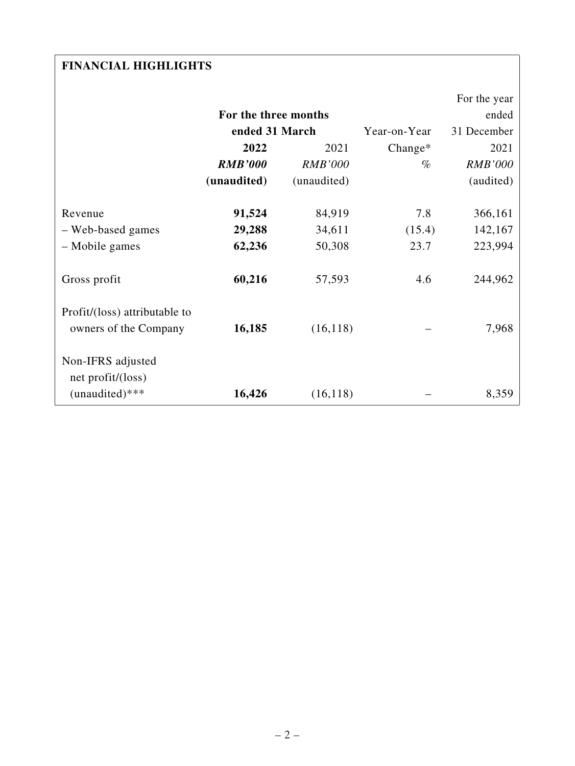## FINANCIAL HIGHLIGHTS

| | For the three months ended 31 March | | Year-on-Year | For the year ended 31 December |
|---|---|---|---|---|
| | **2022** | 2021 | Change* | 2021 |
| | ***RMB'000*** | *RMB'000* | *%* | *RMB'000* |
| | **(unaudited)** | (unaudited) | | (audited) |
| Revenue | **91,524** | 84,919 | 7.8 | 366,161 |
| – Web-based games | **29,288** | 34,611 | (15.4) | 142,167 |
| – Mobile games | **62,236** | 50,308 | 23.7 | 223,994 |
| Gross profit | **60,216** | 57,593 | 4.6 | 244,962 |
| Profit/(loss) attributable to owners of the Company | **16,185** | (16,118) | – | 7,968 |
| Non-IFRS adjusted net profit/(loss) (unaudited)*** | **16,426** | (16,118) | – | 8,359 |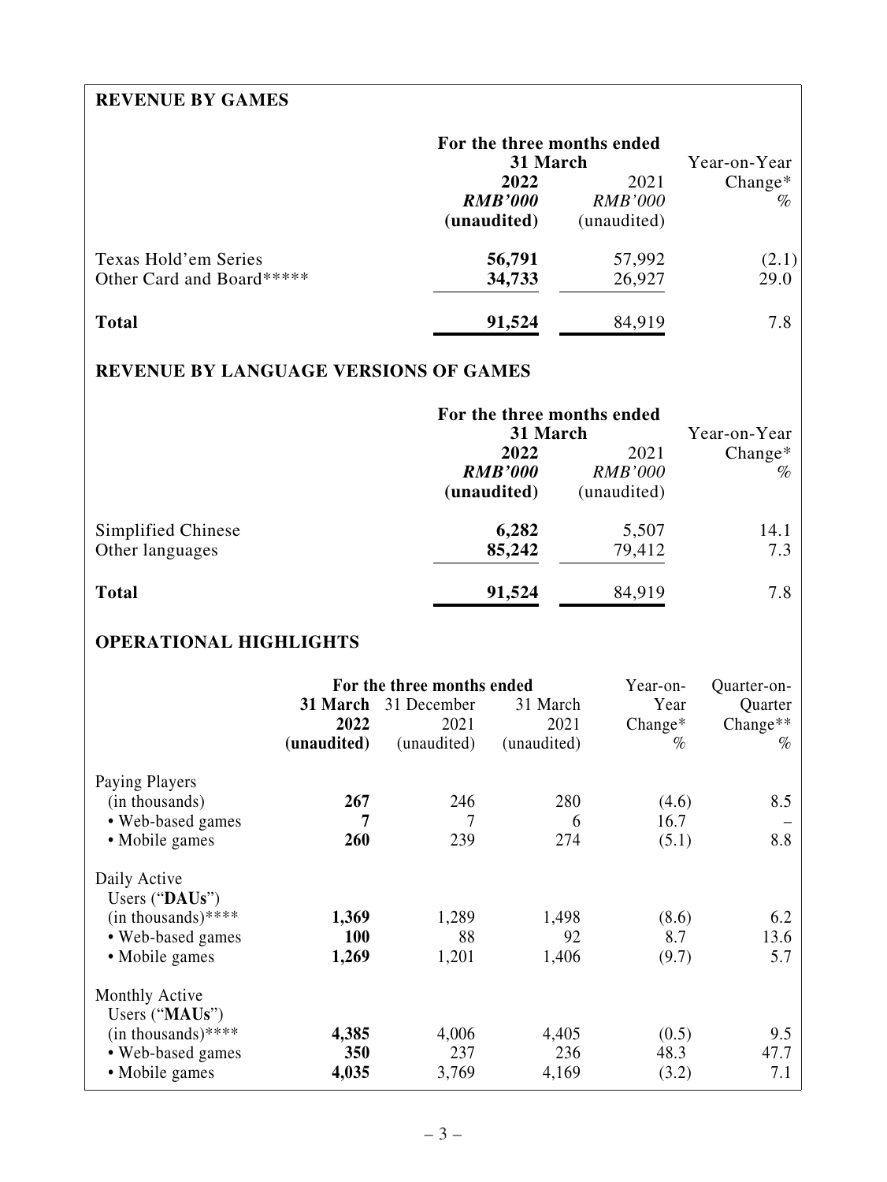## REVENUE BY GAMES

| | For the three months ended 31 March | | Year-on-Year |
|---|---|---|---|
| | **2022** | 2021 | Change* |
| | ***RMB'000*** | *RMB'000* | *%* |
| | **(unaudited)** | (unaudited) | |
| Texas Hold'em Series | **56,791** | 57,992 | (2.1) |
| Other Card and Board***** | **34,733** | 26,927 | 29.0 |
| **Total** | **91,524** | 84,919 | 7.8 |

## REVENUE BY LANGUAGE VERSIONS OF GAMES

| | For the three months ended 31 March | | Year-on-Year |
|---|---|---|---|
| | **2022** | 2021 | Change* |
| | ***RMB'000*** | *RMB'000* | *%* |
| | **(unaudited)** | (unaudited) | |
| Simplified Chinese | **6,282** | 5,507 | 14.1 |
| Other languages | **85,242** | 79,412 | 7.3 |
| **Total** | **91,524** | 84,919 | 7.8 |

## OPERATIONAL HIGHLIGHTS

| | For the three months ended | | | Year-on-Year | Quarter-on-Quarter |
|---|---|---|---|---|---|
| | **31 March 2022** | 31 December 2021 | 31 March 2021 | Change* | Change** |
| | **(unaudited)** | (unaudited) | (unaudited) | *%* | *%* |
| Paying Players (in thousands) | **267** | 246 | 280 | (4.6) | 8.5 |
| • Web-based games | **7** | 7 | 6 | 16.7 | – |
| • Mobile games | **260** | 239 | 274 | (5.1) | 8.8 |
| Daily Active Users ("**DAUs**") (in thousands)**** | **1,369** | 1,289 | 1,498 | (8.6) | 6.2 |
| • Web-based games | **100** | 88 | 92 | 8.7 | 13.6 |
| • Mobile games | **1,269** | 1,201 | 1,406 | (9.7) | 5.7 |
| Monthly Active Users ("**MAUs**") (in thousands)**** | **4,385** | 4,006 | 4,405 | (0.5) | 9.5 |
| • Web-based games | **350** | 237 | 236 | 48.3 | 47.7 |
| • Mobile games | **4,035** | 3,769 | 4,169 | (3.2) | 7.1 |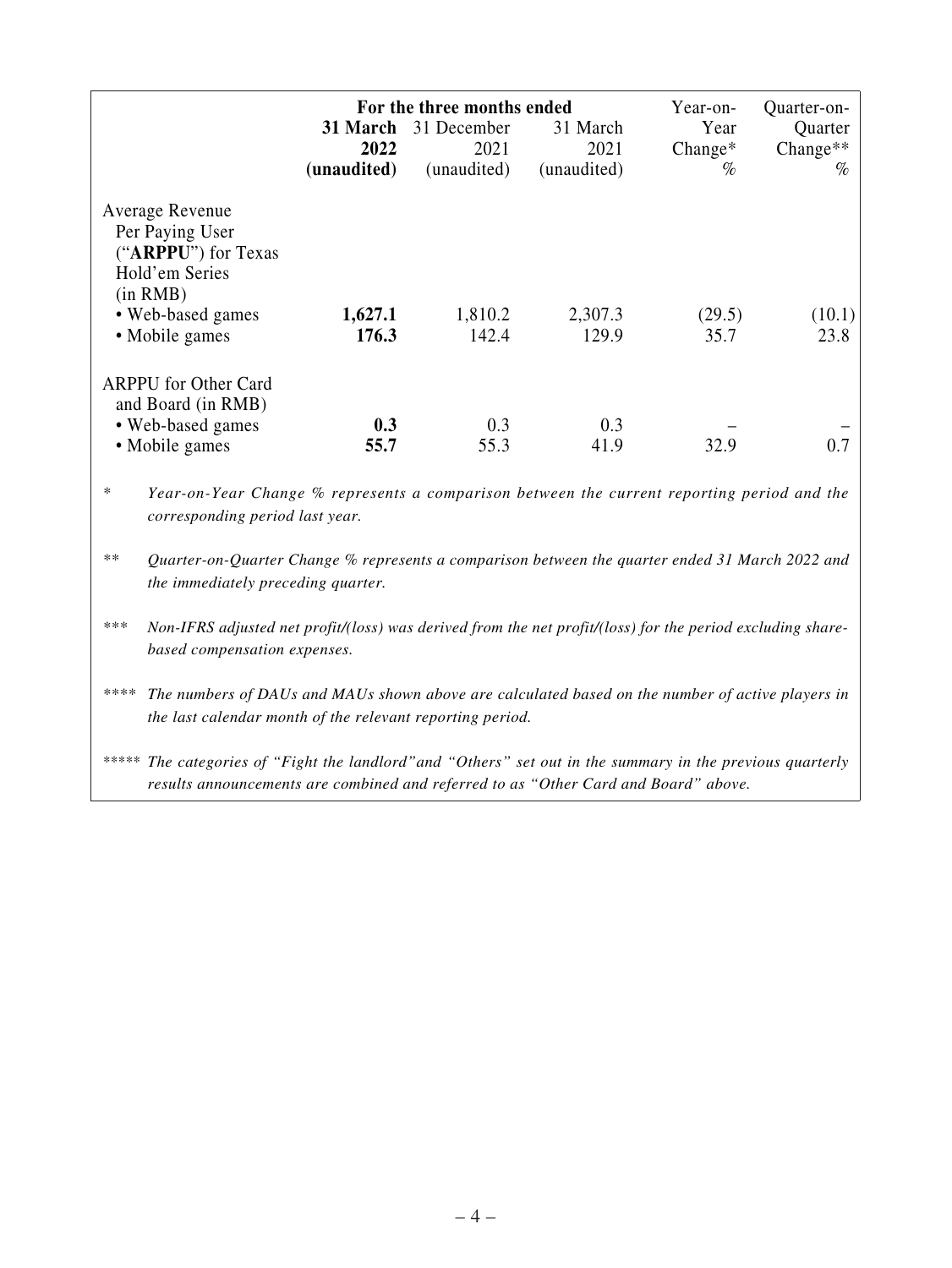| | For the three months ended | | | Year-on-Year Change* | Quarter-on-Quarter Change** |
|---|---|---|---|---|---|
| | **31 March 2022 (unaudited)** | 31 December 2021 (unaudited) | 31 March 2021 (unaudited) | % | % |
| Average Revenue Per Paying User ("**ARPPU**") for Texas Hold'em Series (in RMB) | | | | | |
| • Web-based games | **1,627.1** | 1,810.2 | 2,307.3 | (29.5) | (10.1) |
| • Mobile games | **176.3** | 142.4 | 129.9 | 35.7 | 23.8 |
| ARPPU for Other Card and Board (in RMB) | | | | | |
| • Web-based games | **0.3** | 0.3 | 0.3 | – | – |
| • Mobile games | **55.7** | 55.3 | 41.9 | 32.9 | 0.7 |

\* *Year-on-Year Change % represents a comparison between the current reporting period and the corresponding period last year.*

\** *Quarter-on-Quarter Change % represents a comparison between the quarter ended 31 March 2022 and the immediately preceding quarter.*

\*** *Non-IFRS adjusted net profit/(loss) was derived from the net profit/(loss) for the period excluding share-based compensation expenses.*

\**** *The numbers of DAUs and MAUs shown above are calculated based on the number of active players in the last calendar month of the relevant reporting period.*

\***** *The categories of "Fight the landlord" and "Others" set out in the summary in the previous quarterly results announcements are combined and referred to as "Other Card and Board" above.*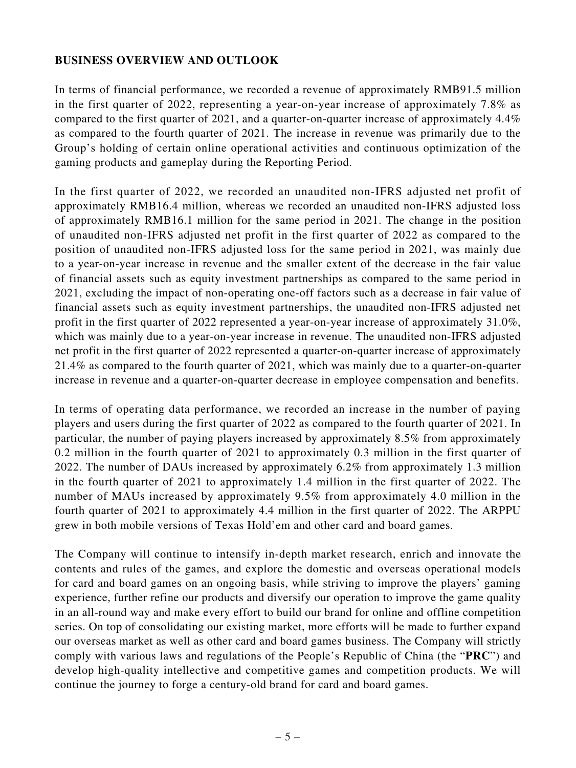## BUSINESS OVERVIEW AND OUTLOOK

In terms of financial performance, we recorded a revenue of approximately RMB91.5 million in the first quarter of 2022, representing a year-on-year increase of approximately 7.8% as compared to the first quarter of 2021, and a quarter-on-quarter increase of approximately 4.4% as compared to the fourth quarter of 2021. The increase in revenue was primarily due to the Group's holding of certain online operational activities and continuous optimization of the gaming products and gameplay during the Reporting Period.

In the first quarter of 2022, we recorded an unaudited non-IFRS adjusted net profit of approximately RMB16.4 million, whereas we recorded an unaudited non-IFRS adjusted loss of approximately RMB16.1 million for the same period in 2021. The change in the position of unaudited non-IFRS adjusted net profit in the first quarter of 2022 as compared to the position of unaudited non-IFRS adjusted loss for the same period in 2021, was mainly due to a year-on-year increase in revenue and the smaller extent of the decrease in the fair value of financial assets such as equity investment partnerships as compared to the same period in 2021, excluding the impact of non-operating one-off factors such as a decrease in fair value of financial assets such as equity investment partnerships, the unaudited non-IFRS adjusted net profit in the first quarter of 2022 represented a year-on-year increase of approximately 31.0%, which was mainly due to a year-on-year increase in revenue. The unaudited non-IFRS adjusted net profit in the first quarter of 2022 represented a quarter-on-quarter increase of approximately 21.4% as compared to the fourth quarter of 2021, which was mainly due to a quarter-on-quarter increase in revenue and a quarter-on-quarter decrease in employee compensation and benefits.

In terms of operating data performance, we recorded an increase in the number of paying players and users during the first quarter of 2022 as compared to the fourth quarter of 2021. In particular, the number of paying players increased by approximately 8.5% from approximately 0.2 million in the fourth quarter of 2021 to approximately 0.3 million in the first quarter of 2022. The number of DAUs increased by approximately 6.2% from approximately 1.3 million in the fourth quarter of 2021 to approximately 1.4 million in the first quarter of 2022. The number of MAUs increased by approximately 9.5% from approximately 4.0 million in the fourth quarter of 2021 to approximately 4.4 million in the first quarter of 2022. The ARPPU grew in both mobile versions of Texas Hold'em and other card and board games.

The Company will continue to intensify in-depth market research, enrich and innovate the contents and rules of the games, and explore the domestic and overseas operational models for card and board games on an ongoing basis, while striving to improve the players' gaming experience, further refine our products and diversify our operation to improve the game quality in an all-round way and make every effort to build our brand for online and offline competition series. On top of consolidating our existing market, more efforts will be made to further expand our overseas market as well as other card and board games business. The Company will strictly comply with various laws and regulations of the People's Republic of China (the "**PRC**") and develop high-quality intellective and competitive games and competition products. We will continue the journey to forge a century-old brand for card and board games.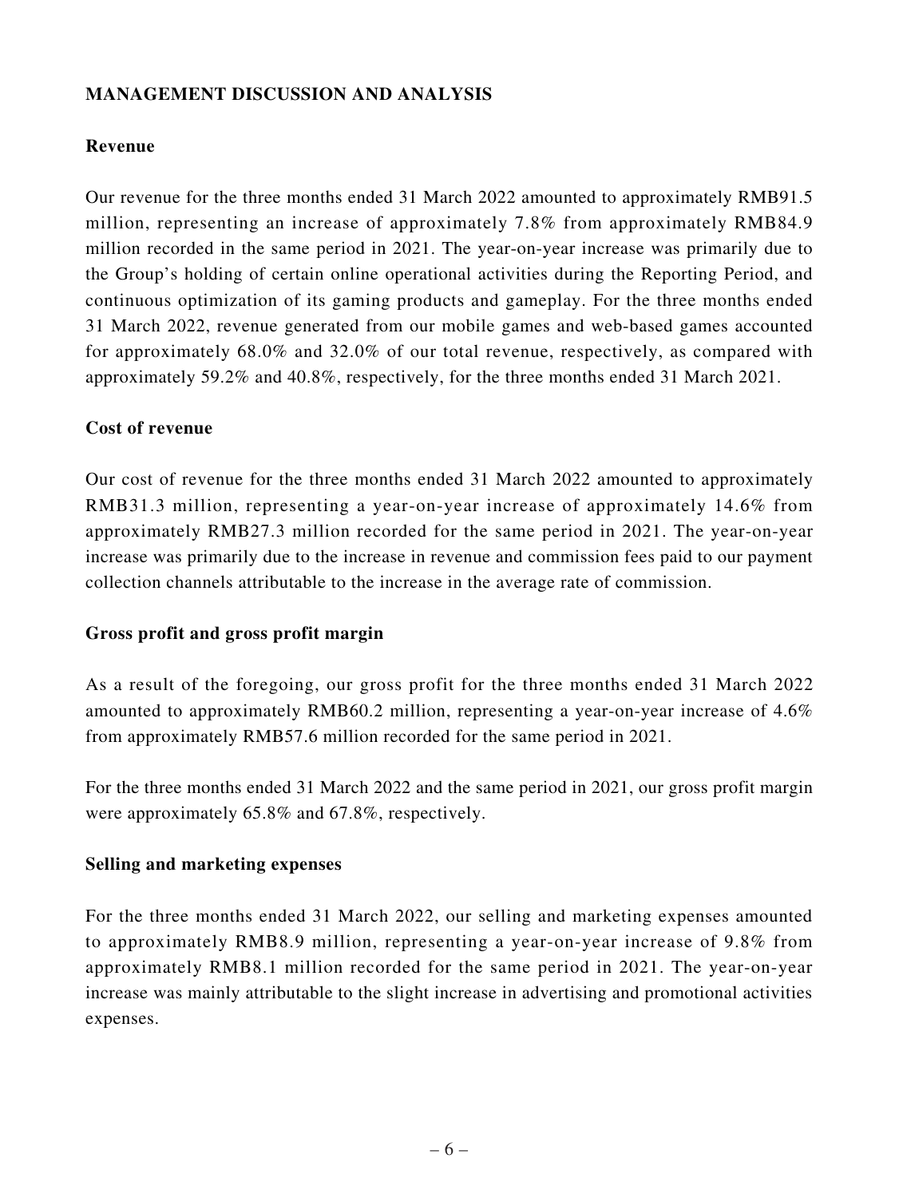## MANAGEMENT DISCUSSION AND ANALYSIS

### Revenue

Our revenue for the three months ended 31 March 2022 amounted to approximately RMB91.5 million, representing an increase of approximately 7.8% from approximately RMB84.9 million recorded in the same period in 2021. The year-on-year increase was primarily due to the Group's holding of certain online operational activities during the Reporting Period, and continuous optimization of its gaming products and gameplay. For the three months ended 31 March 2022, revenue generated from our mobile games and web-based games accounted for approximately 68.0% and 32.0% of our total revenue, respectively, as compared with approximately 59.2% and 40.8%, respectively, for the three months ended 31 March 2021.

### Cost of revenue

Our cost of revenue for the three months ended 31 March 2022 amounted to approximately RMB31.3 million, representing a year-on-year increase of approximately 14.6% from approximately RMB27.3 million recorded for the same period in 2021. The year-on-year increase was primarily due to the increase in revenue and commission fees paid to our payment collection channels attributable to the increase in the average rate of commission.

### Gross profit and gross profit margin

As a result of the foregoing, our gross profit for the three months ended 31 March 2022 amounted to approximately RMB60.2 million, representing a year-on-year increase of 4.6% from approximately RMB57.6 million recorded for the same period in 2021.

For the three months ended 31 March 2022 and the same period in 2021, our gross profit margin were approximately 65.8% and 67.8%, respectively.

### Selling and marketing expenses

For the three months ended 31 March 2022, our selling and marketing expenses amounted to approximately RMB8.9 million, representing a year-on-year increase of 9.8% from approximately RMB8.1 million recorded for the same period in 2021. The year-on-year increase was mainly attributable to the slight increase in advertising and promotional activities expenses.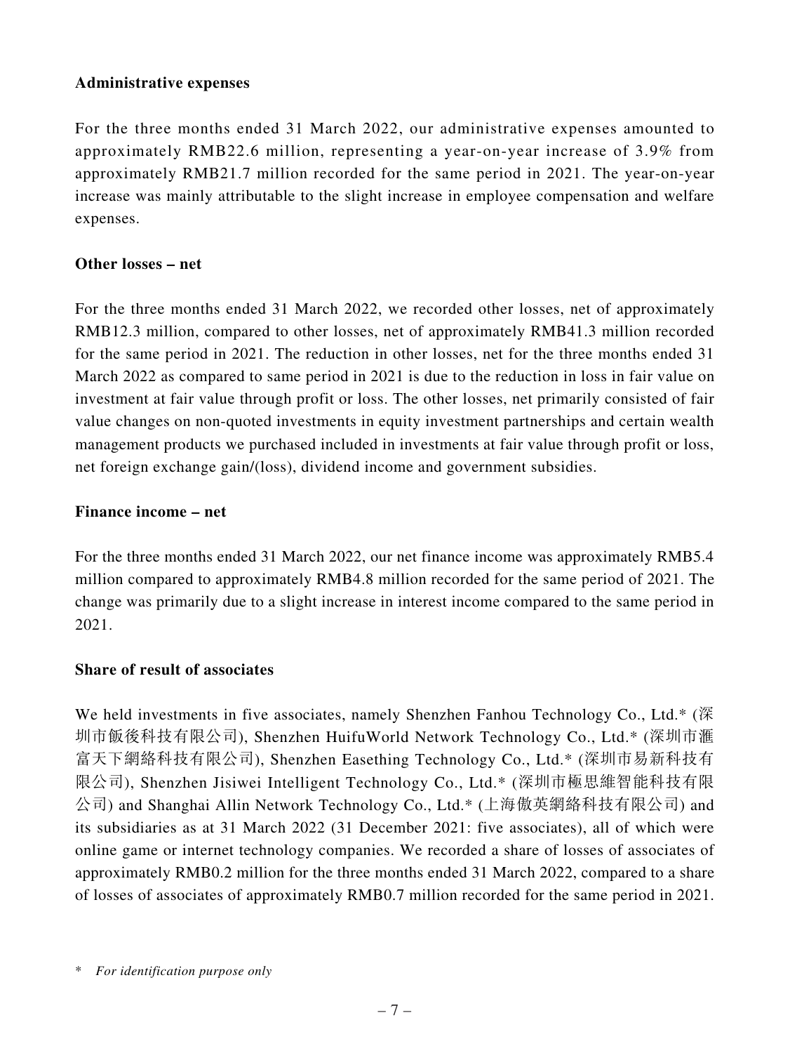**Administrative expenses**

For the three months ended 31 March 2022, our administrative expenses amounted to approximately RMB22.6 million, representing a year-on-year increase of 3.9% from approximately RMB21.7 million recorded for the same period in 2021. The year-on-year increase was mainly attributable to the slight increase in employee compensation and welfare expenses.

**Other losses – net**

For the three months ended 31 March 2022, we recorded other losses, net of approximately RMB12.3 million, compared to other losses, net of approximately RMB41.3 million recorded for the same period in 2021. The reduction in other losses, net for the three months ended 31 March 2022 as compared to same period in 2021 is due to the reduction in loss in fair value on investment at fair value through profit or loss. The other losses, net primarily consisted of fair value changes on non-quoted investments in equity investment partnerships and certain wealth management products we purchased included in investments at fair value through profit or loss, net foreign exchange gain/(loss), dividend income and government subsidies.

**Finance income – net**

For the three months ended 31 March 2022, our net finance income was approximately RMB5.4 million compared to approximately RMB4.8 million recorded for the same period of 2021. The change was primarily due to a slight increase in interest income compared to the same period in 2021.

**Share of result of associates**

We held investments in five associates, namely Shenzhen Fanhou Technology Co., Ltd.* (深圳市飯後科技有限公司), Shenzhen HuifuWorld Network Technology Co., Ltd.* (深圳市滙富天下網絡科技有限公司), Shenzhen Easething Technology Co., Ltd.* (深圳市易新科技有限公司), Shenzhen Jisiwei Intelligent Technology Co., Ltd.* (深圳市極思維智能科技有限公司) and Shanghai Allin Network Technology Co., Ltd.* (上海傲英網絡科技有限公司) and its subsidiaries as at 31 March 2022 (31 December 2021: five associates), all of which were online game or internet technology companies. We recorded a share of losses of associates of approximately RMB0.2 million for the three months ended 31 March 2022, compared to a share of losses of associates of approximately RMB0.7 million recorded for the same period in 2021.

\* *For identification purpose only*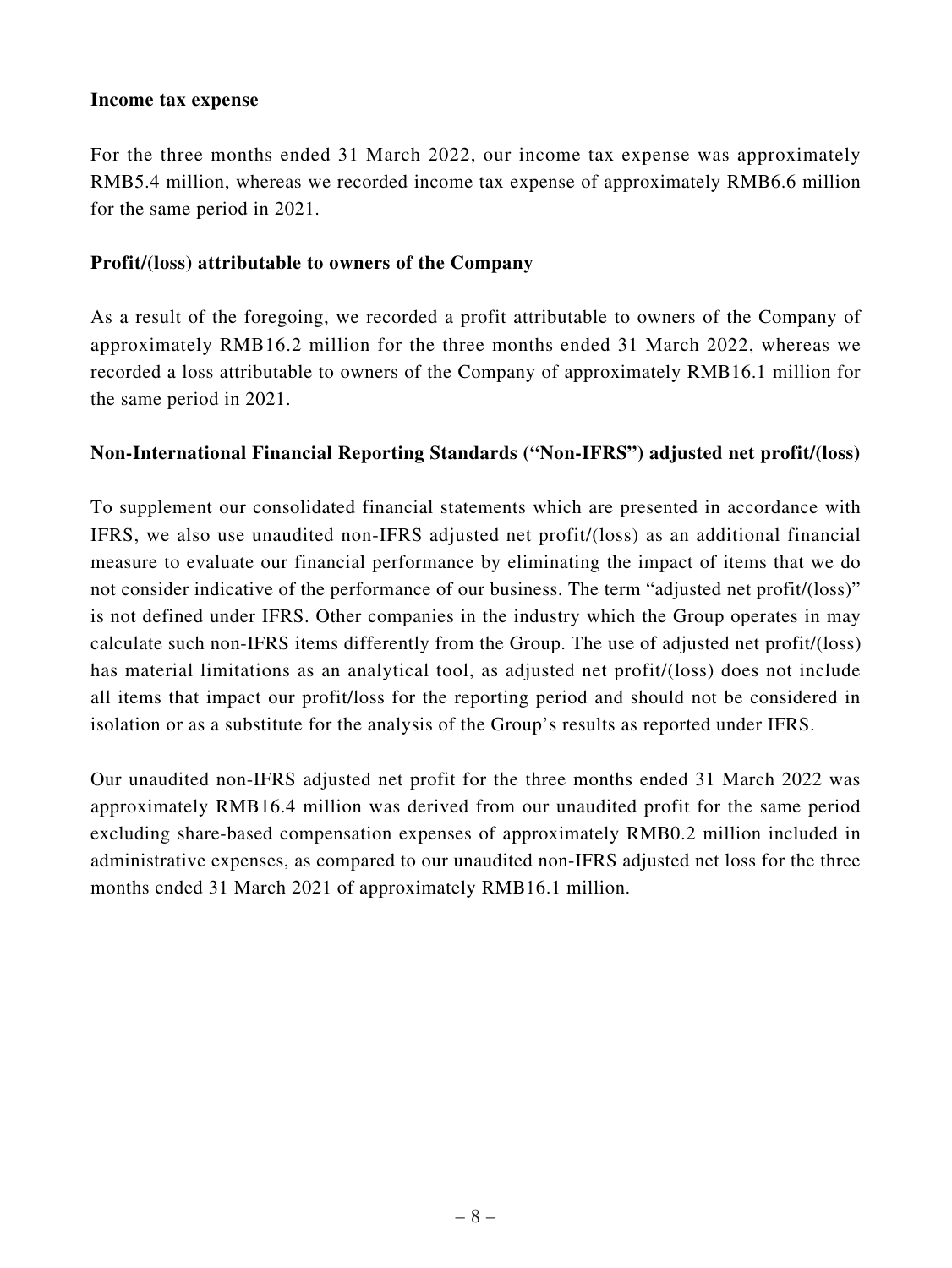**Income tax expense**

For the three months ended 31 March 2022, our income tax expense was approximately RMB5.4 million, whereas we recorded income tax expense of approximately RMB6.6 million for the same period in 2021.

**Profit/(loss) attributable to owners of the Company**

As a result of the foregoing, we recorded a profit attributable to owners of the Company of approximately RMB16.2 million for the three months ended 31 March 2022, whereas we recorded a loss attributable to owners of the Company of approximately RMB16.1 million for the same period in 2021.

**Non-International Financial Reporting Standards ("Non-IFRS") adjusted net profit/(loss)**

To supplement our consolidated financial statements which are presented in accordance with IFRS, we also use unaudited non-IFRS adjusted net profit/(loss) as an additional financial measure to evaluate our financial performance by eliminating the impact of items that we do not consider indicative of the performance of our business. The term "adjusted net profit/(loss)" is not defined under IFRS. Other companies in the industry which the Group operates in may calculate such non-IFRS items differently from the Group. The use of adjusted net profit/(loss) has material limitations as an analytical tool, as adjusted net profit/(loss) does not include all items that impact our profit/loss for the reporting period and should not be considered in isolation or as a substitute for the analysis of the Group's results as reported under IFRS.

Our unaudited non-IFRS adjusted net profit for the three months ended 31 March 2022 was approximately RMB16.4 million was derived from our unaudited profit for the same period excluding share-based compensation expenses of approximately RMB0.2 million included in administrative expenses, as compared to our unaudited non-IFRS adjusted net loss for the three months ended 31 March 2021 of approximately RMB16.1 million.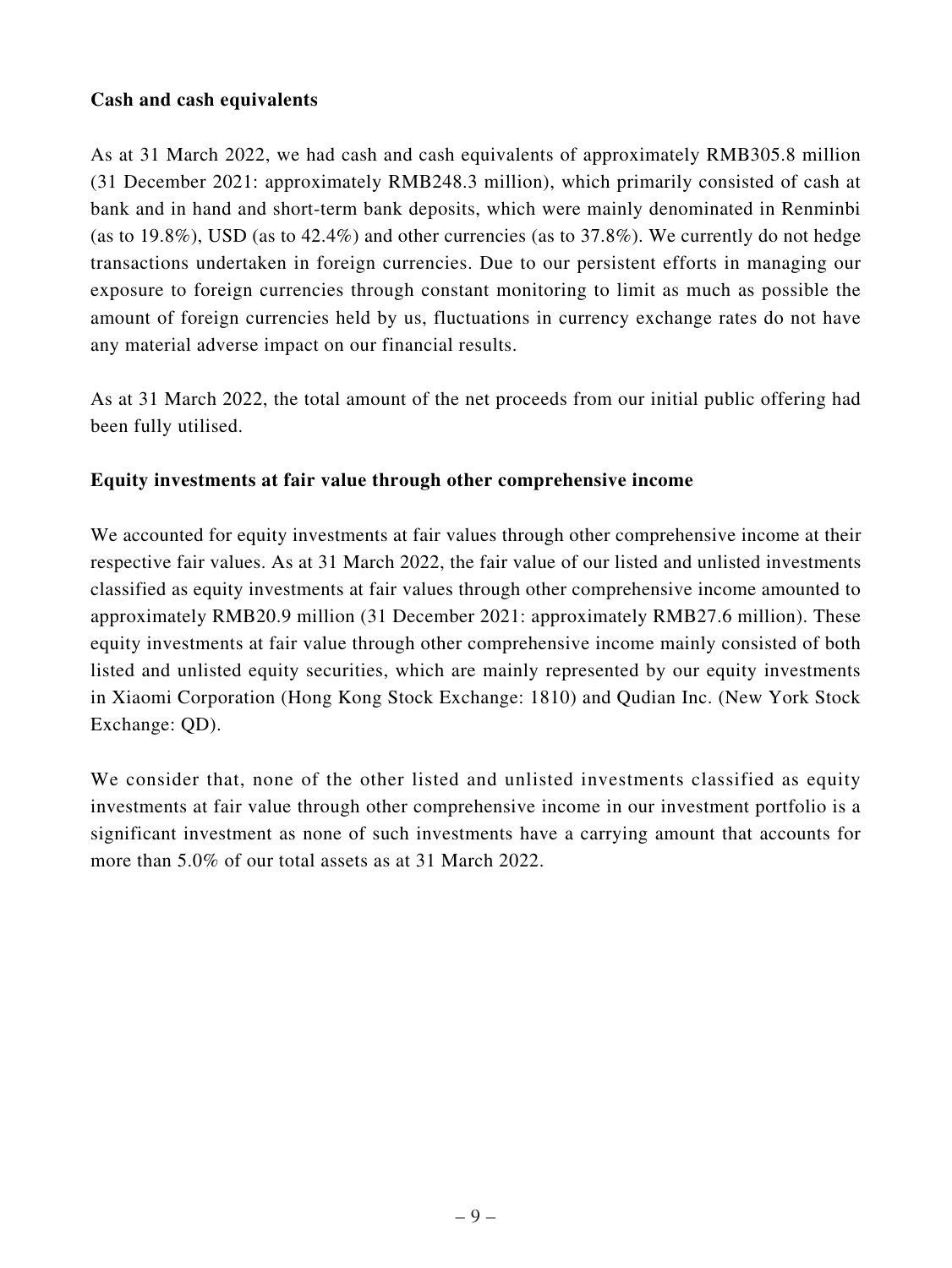**Cash and cash equivalents**

As at 31 March 2022, we had cash and cash equivalents of approximately RMB305.8 million (31 December 2021: approximately RMB248.3 million), which primarily consisted of cash at bank and in hand and short-term bank deposits, which were mainly denominated in Renminbi (as to 19.8%), USD (as to 42.4%) and other currencies (as to 37.8%). We currently do not hedge transactions undertaken in foreign currencies. Due to our persistent efforts in managing our exposure to foreign currencies through constant monitoring to limit as much as possible the amount of foreign currencies held by us, fluctuations in currency exchange rates do not have any material adverse impact on our financial results.

As at 31 March 2022, the total amount of the net proceeds from our initial public offering had been fully utilised.

**Equity investments at fair value through other comprehensive income**

We accounted for equity investments at fair values through other comprehensive income at their respective fair values. As at 31 March 2022, the fair value of our listed and unlisted investments classified as equity investments at fair values through other comprehensive income amounted to approximately RMB20.9 million (31 December 2021: approximately RMB27.6 million). These equity investments at fair value through other comprehensive income mainly consisted of both listed and unlisted equity securities, which are mainly represented by our equity investments in Xiaomi Corporation (Hong Kong Stock Exchange: 1810) and Qudian Inc. (New York Stock Exchange: QD).

We consider that, none of the other listed and unlisted investments classified as equity investments at fair value through other comprehensive income in our investment portfolio is a significant investment as none of such investments have a carrying amount that accounts for more than 5.0% of our total assets as at 31 March 2022.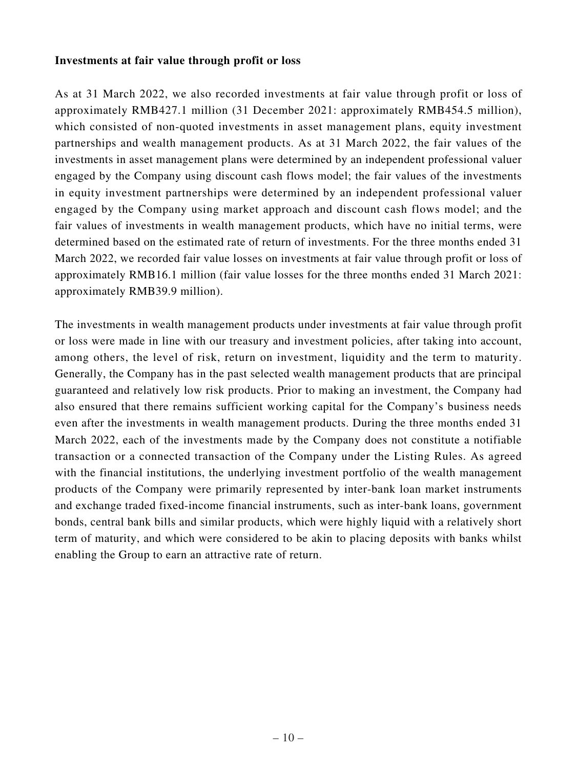**Investments at fair value through profit or loss**

As at 31 March 2022, we also recorded investments at fair value through profit or loss of approximately RMB427.1 million (31 December 2021: approximately RMB454.5 million), which consisted of non-quoted investments in asset management plans, equity investment partnerships and wealth management products. As at 31 March 2022, the fair values of the investments in asset management plans were determined by an independent professional valuer engaged by the Company using discount cash flows model; the fair values of the investments in equity investment partnerships were determined by an independent professional valuer engaged by the Company using market approach and discount cash flows model; and the fair values of investments in wealth management products, which have no initial terms, were determined based on the estimated rate of return of investments. For the three months ended 31 March 2022, we recorded fair value losses on investments at fair value through profit or loss of approximately RMB16.1 million (fair value losses for the three months ended 31 March 2021: approximately RMB39.9 million).

The investments in wealth management products under investments at fair value through profit or loss were made in line with our treasury and investment policies, after taking into account, among others, the level of risk, return on investment, liquidity and the term to maturity. Generally, the Company has in the past selected wealth management products that are principal guaranteed and relatively low risk products. Prior to making an investment, the Company had also ensured that there remains sufficient working capital for the Company's business needs even after the investments in wealth management products. During the three months ended 31 March 2022, each of the investments made by the Company does not constitute a notifiable transaction or a connected transaction of the Company under the Listing Rules. As agreed with the financial institutions, the underlying investment portfolio of the wealth management products of the Company were primarily represented by inter-bank loan market instruments and exchange traded fixed-income financial instruments, such as inter-bank loans, government bonds, central bank bills and similar products, which were highly liquid with a relatively short term of maturity, and which were considered to be akin to placing deposits with banks whilst enabling the Group to earn an attractive rate of return.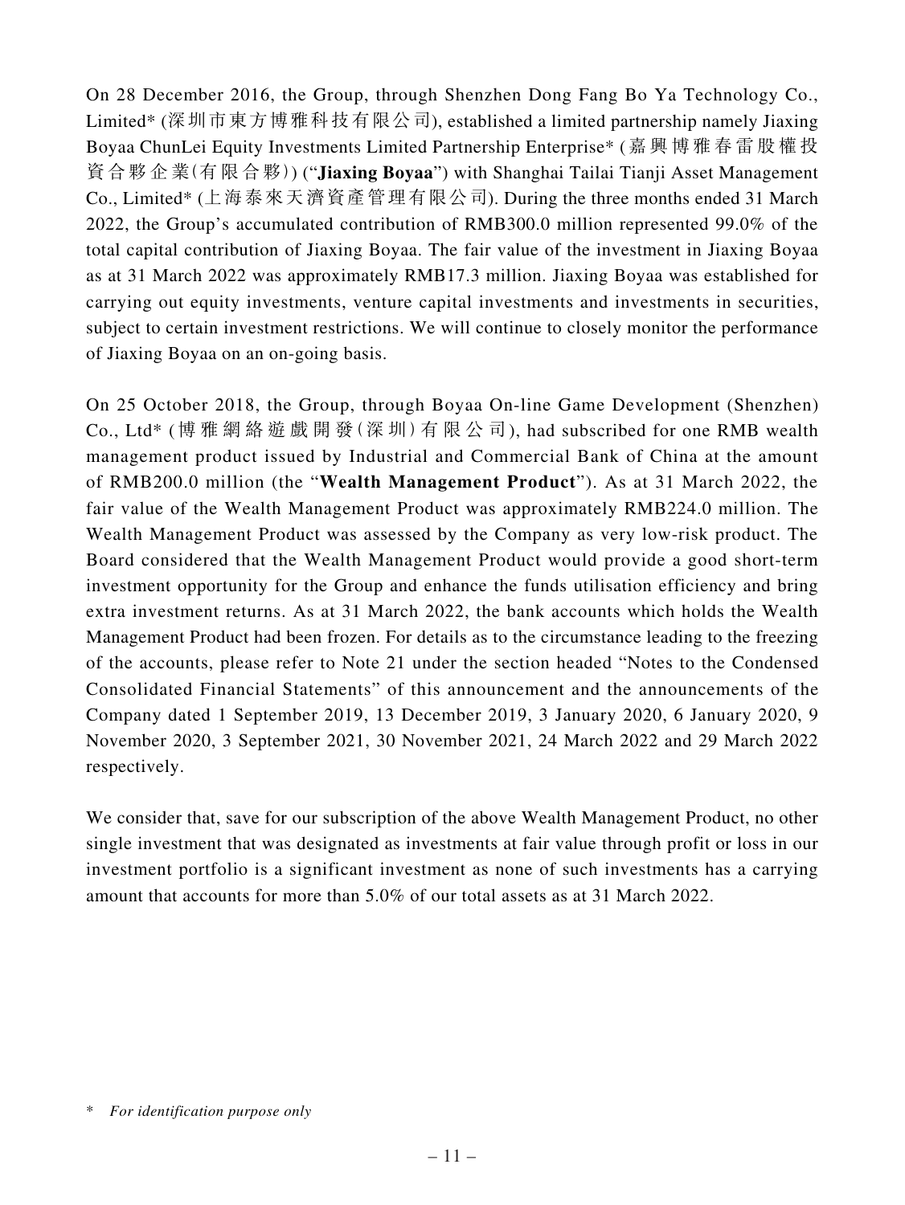On 28 December 2016, the Group, through Shenzhen Dong Fang Bo Ya Technology Co., Limited* (深圳市東方博雅科技有限公司), established a limited partnership namely Jiaxing Boyaa ChunLei Equity Investments Limited Partnership Enterprise* (嘉興博雅春雷股權投資合夥企業(有限合夥)) ("**Jiaxing Boyaa**") with Shanghai Tailai Tianji Asset Management Co., Limited* (上海泰來天濟資產管理有限公司). During the three months ended 31 March 2022, the Group's accumulated contribution of RMB300.0 million represented 99.0% of the total capital contribution of Jiaxing Boyaa. The fair value of the investment in Jiaxing Boyaa as at 31 March 2022 was approximately RMB17.3 million. Jiaxing Boyaa was established for carrying out equity investments, venture capital investments and investments in securities, subject to certain investment restrictions. We will continue to closely monitor the performance of Jiaxing Boyaa on an on-going basis.

On 25 October 2018, the Group, through Boyaa On-line Game Development (Shenzhen) Co., Ltd* (博雅網絡遊戲開發(深圳)有限公司), had subscribed for one RMB wealth management product issued by Industrial and Commercial Bank of China at the amount of RMB200.0 million (the "**Wealth Management Product**"). As at 31 March 2022, the fair value of the Wealth Management Product was approximately RMB224.0 million. The Wealth Management Product was assessed by the Company as very low-risk product. The Board considered that the Wealth Management Product would provide a good short-term investment opportunity for the Group and enhance the funds utilisation efficiency and bring extra investment returns. As at 31 March 2022, the bank accounts which holds the Wealth Management Product had been frozen. For details as to the circumstance leading to the freezing of the accounts, please refer to Note 21 under the section headed "Notes to the Condensed Consolidated Financial Statements" of this announcement and the announcements of the Company dated 1 September 2019, 13 December 2019, 3 January 2020, 6 January 2020, 9 November 2020, 3 September 2021, 30 November 2021, 24 March 2022 and 29 March 2022 respectively.

We consider that, save for our subscription of the above Wealth Management Product, no other single investment that was designated as investments at fair value through profit or loss in our investment portfolio is a significant investment as none of such investments has a carrying amount that accounts for more than 5.0% of our total assets as at 31 March 2022.

\* *For identification purpose only*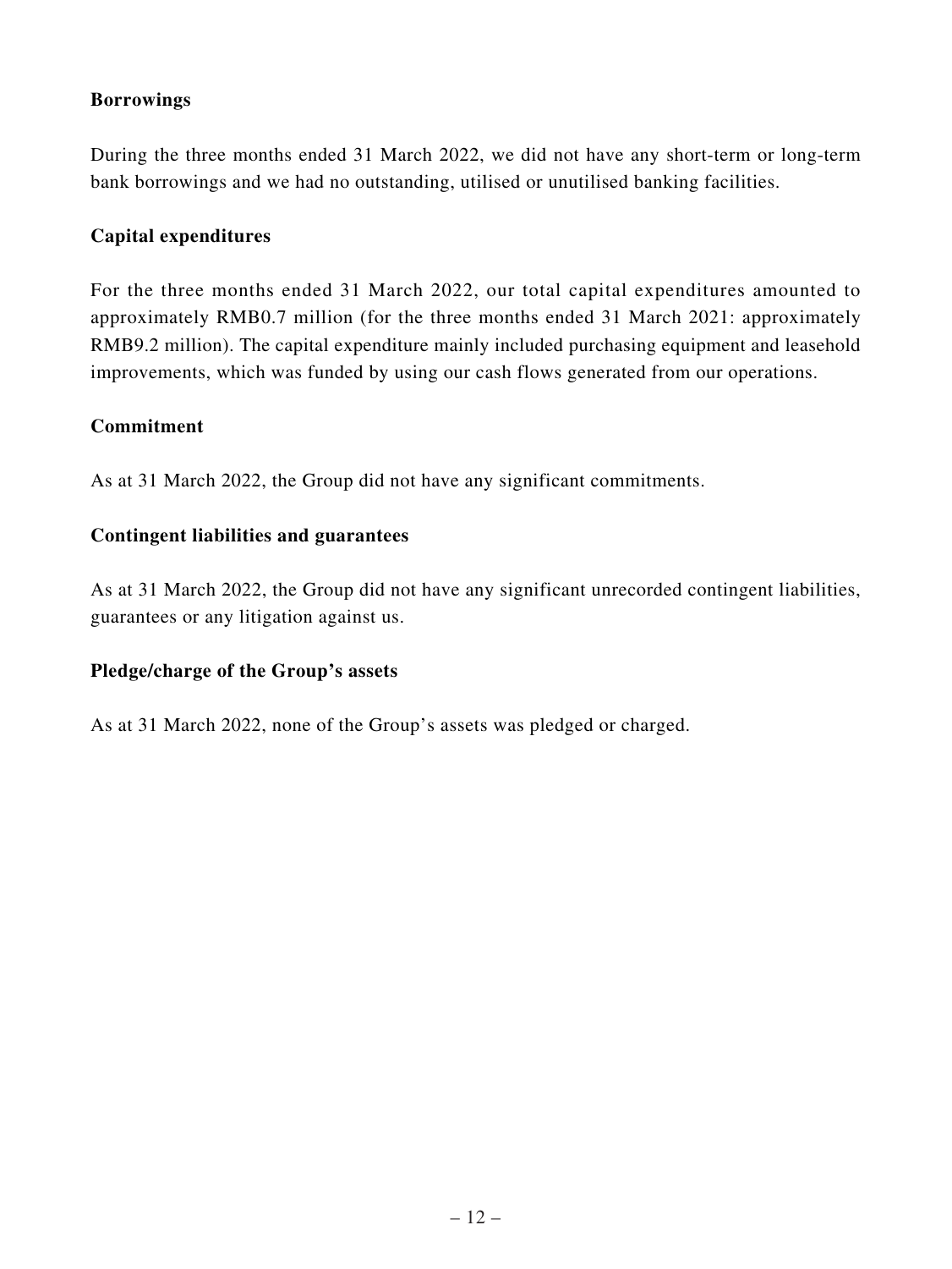**Borrowings**

During the three months ended 31 March 2022, we did not have any short-term or long-term bank borrowings and we had no outstanding, utilised or unutilised banking facilities.

**Capital expenditures**

For the three months ended 31 March 2022, our total capital expenditures amounted to approximately RMB0.7 million (for the three months ended 31 March 2021: approximately RMB9.2 million). The capital expenditure mainly included purchasing equipment and leasehold improvements, which was funded by using our cash flows generated from our operations.

**Commitment**

As at 31 March 2022, the Group did not have any significant commitments.

**Contingent liabilities and guarantees**

As at 31 March 2022, the Group did not have any significant unrecorded contingent liabilities, guarantees or any litigation against us.

**Pledge/charge of the Group's assets**

As at 31 March 2022, none of the Group's assets was pledged or charged.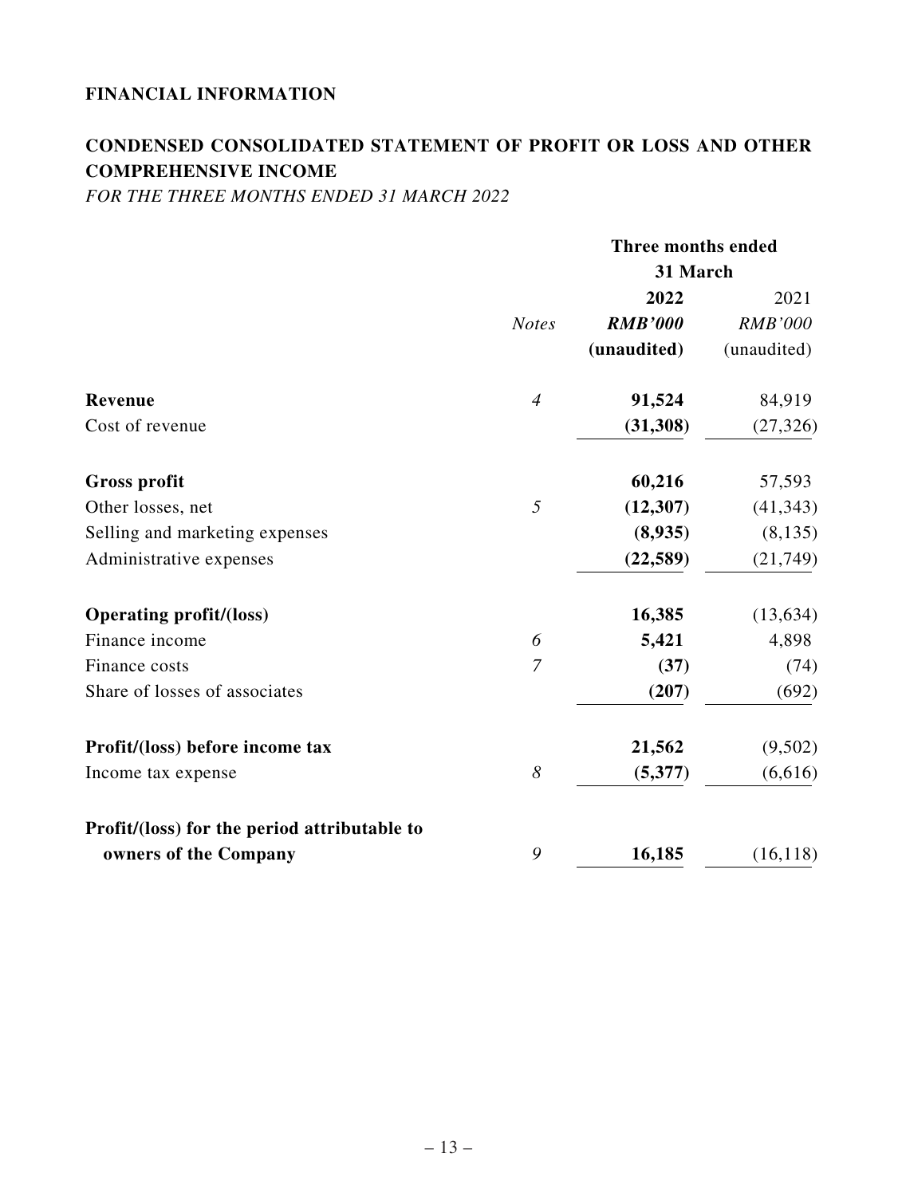## FINANCIAL INFORMATION

## CONDENSED CONSOLIDATED STATEMENT OF PROFIT OR LOSS AND OTHER COMPREHENSIVE INCOME

*FOR THE THREE MONTHS ENDED 31 MARCH 2022*

| | | Three months ended 31 March | |
|---|---|---|---|
| | | **2022** | 2021 |
| | *Notes* | ***RMB'000*** | *RMB'000* |
| | | **(unaudited)** | (unaudited) |
| **Revenue** | *4* | **91,524** | 84,919 |
| Cost of revenue | | **(31,308)** | (27,326) |
| **Gross profit** | | **60,216** | 57,593 |
| Other losses, net | *5* | **(12,307)** | (41,343) |
| Selling and marketing expenses | | **(8,935)** | (8,135) |
| Administrative expenses | | **(22,589)** | (21,749) |
| **Operating profit/(loss)** | | **16,385** | (13,634) |
| Finance income | *6* | **5,421** | 4,898 |
| Finance costs | *7* | **(37)** | (74) |
| Share of losses of associates | | **(207)** | (692) |
| **Profit/(loss) before income tax** | | **21,562** | (9,502) |
| Income tax expense | *8* | **(5,377)** | (6,616) |
| **Profit/(loss) for the period attributable to owners of the Company** | *9* | **16,185** | (16,118) |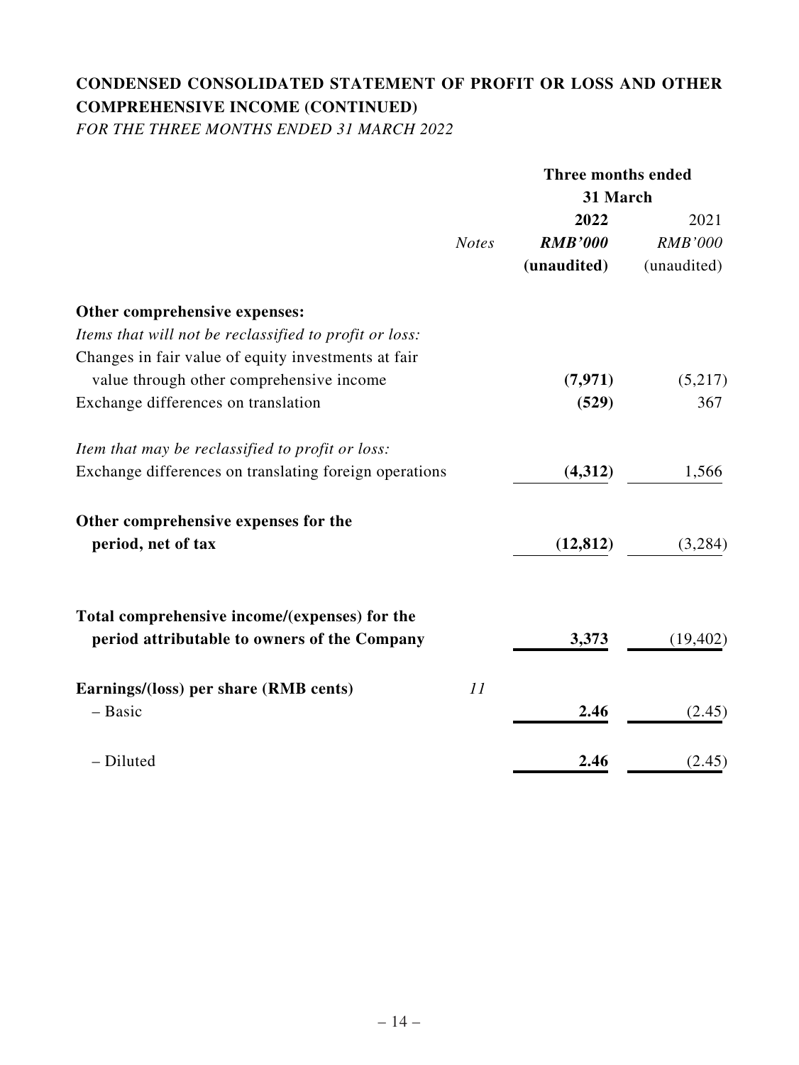# CONDENSED CONSOLIDATED STATEMENT OF PROFIT OR LOSS AND OTHER COMPREHENSIVE INCOME (CONTINUED)

*FOR THE THREE MONTHS ENDED 31 MARCH 2022*

| | *Notes* | **Three months ended 31 March** | |
|---|---|---|---|
| | | **2022** | 2021 |
| | | ***RMB'000*** | *RMB'000* |
| | | **(unaudited)** | (unaudited) |
| **Other comprehensive expenses:** | | | |
| *Items that will not be reclassified to profit or loss:* | | | |
| Changes in fair value of equity investments at fair value through other comprehensive income | | **(7,971)** | (5,217) |
| Exchange differences on translation | | **(529)** | 367 |
| *Item that may be reclassified to profit or loss:* | | | |
| Exchange differences on translating foreign operations | | **(4,312)** | 1,566 |
| **Other comprehensive expenses for the period, net of tax** | | **(12,812)** | (3,284) |
| **Total comprehensive income/(expenses) for the period attributable to owners of the Company** | | **3,373** | (19,402) |
| **Earnings/(loss) per share (RMB cents)** | *11* | | |
| – Basic | | **2.46** | (2.45) |
| – Diluted | | **2.46** | (2.45) |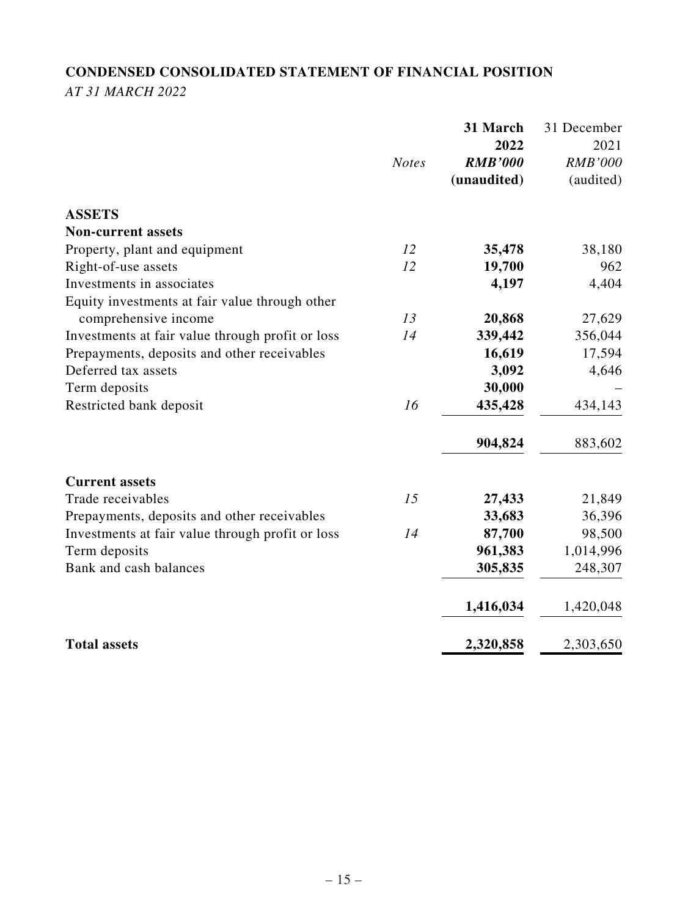## CONDENSED CONSOLIDATED STATEMENT OF FINANCIAL POSITION

*AT 31 MARCH 2022*

| | *Notes* | **31 March 2022** ***RMB'000*** **(unaudited)** | 31 December 2021 *RMB'000* (audited) |
|---|---|---|---|
| **ASSETS** | | | |
| **Non-current assets** | | | |
| Property, plant and equipment | *12* | **35,478** | 38,180 |
| Right-of-use assets | *12* | **19,700** | 962 |
| Investments in associates | | **4,197** | 4,404 |
| Equity investments at fair value through other comprehensive income | *13* | **20,868** | 27,629 |
| Investments at fair value through profit or loss | *14* | **339,442** | 356,044 |
| Prepayments, deposits and other receivables | | **16,619** | 17,594 |
| Deferred tax assets | | **3,092** | 4,646 |
| Term deposits | | **30,000** | – |
| Restricted bank deposit | *16* | **435,428** | 434,143 |
| | | **904,824** | 883,602 |
| **Current assets** | | | |
| Trade receivables | *15* | **27,433** | 21,849 |
| Prepayments, deposits and other receivables | | **33,683** | 36,396 |
| Investments at fair value through profit or loss | *14* | **87,700** | 98,500 |
| Term deposits | | **961,383** | 1,014,996 |
| Bank and cash balances | | **305,835** | 248,307 |
| | | **1,416,034** | 1,420,048 |
| **Total assets** | | **2,320,858** | 2,303,650 |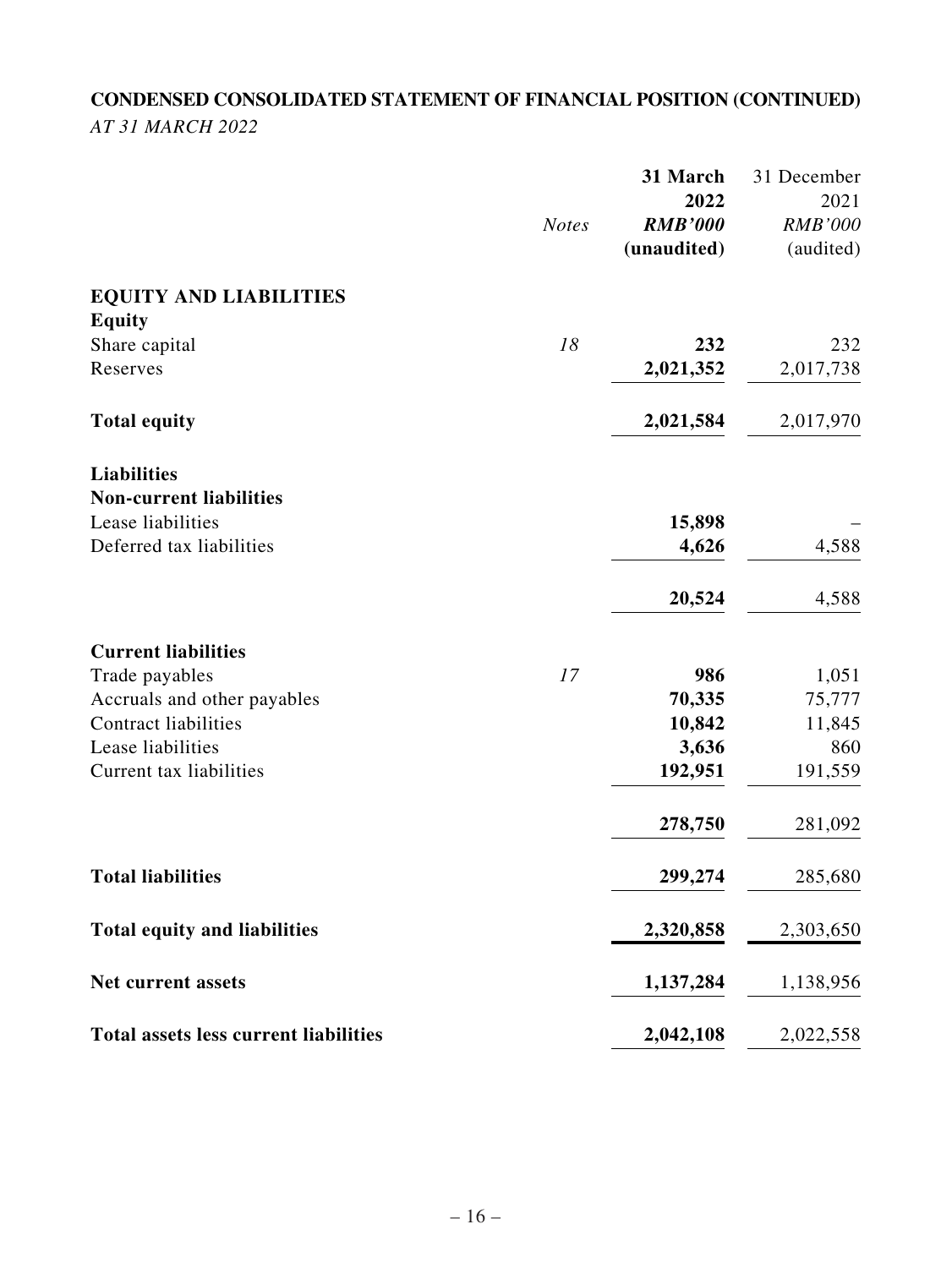## CONDENSED CONSOLIDATED STATEMENT OF FINANCIAL POSITION (CONTINUED)

*AT 31 MARCH 2022*

| | *Notes* | **31 March 2022 *RMB'000* (unaudited)** | 31 December 2021 *RMB'000* (audited) |
|---|---|---|---|
| **EQUITY AND LIABILITIES** | | | |
| **Equity** | | | |
| Share capital | *18* | **232** | 232 |
| Reserves | | **2,021,352** | 2,017,738 |
| **Total equity** | | **2,021,584** | 2,017,970 |
| **Liabilities** | | | |
| **Non-current liabilities** | | | |
| Lease liabilities | | **15,898** | – |
| Deferred tax liabilities | | **4,626** | 4,588 |
| | | **20,524** | 4,588 |
| **Current liabilities** | | | |
| Trade payables | *17* | **986** | 1,051 |
| Accruals and other payables | | **70,335** | 75,777 |
| Contract liabilities | | **10,842** | 11,845 |
| Lease liabilities | | **3,636** | 860 |
| Current tax liabilities | | **192,951** | 191,559 |
| | | **278,750** | 281,092 |
| **Total liabilities** | | **299,274** | 285,680 |
| **Total equity and liabilities** | | **2,320,858** | 2,303,650 |
| **Net current assets** | | **1,137,284** | 1,138,956 |
| **Total assets less current liabilities** | | **2,042,108** | 2,022,558 |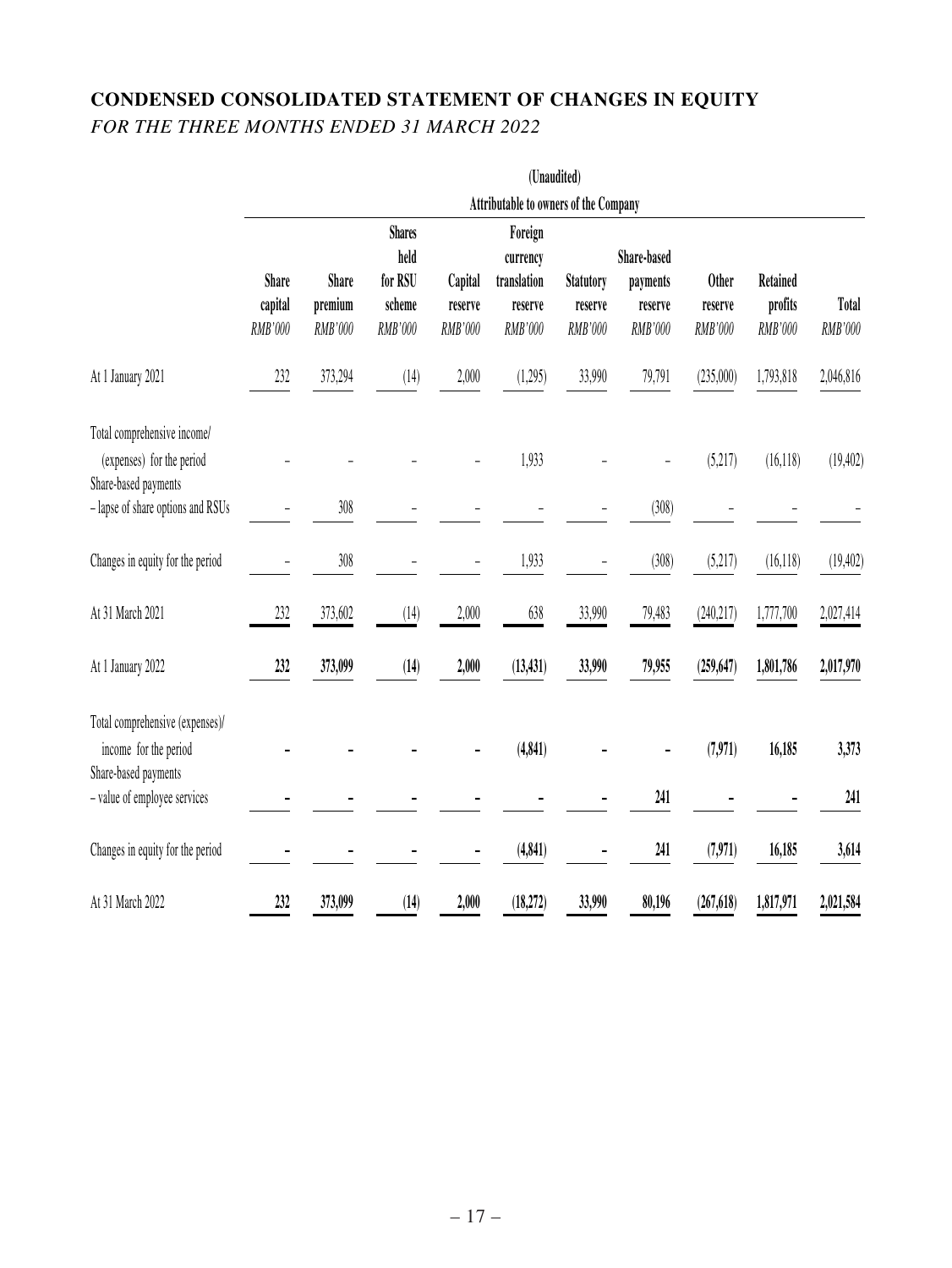# CONDENSED CONSOLIDATED STATEMENT OF CHANGES IN EQUITY

*FOR THE THREE MONTHS ENDED 31 MARCH 2022*

| | (Unaudited) | | | | | | | | | |
|---|---|---|---|---|---|---|---|---|---|---|
| | Attributable to owners of the Company | | | | | | | | | |
| | Share capital | Share premium | Shares held for RSU scheme | Capital reserve | Foreign currency translation reserve | Statutory reserve | Share-based payments reserve | Other reserve | Retained profits | Total |
| | *RMB'000* | *RMB'000* | *RMB'000* | *RMB'000* | *RMB'000* | *RMB'000* | *RMB'000* | *RMB'000* | *RMB'000* | *RMB'000* |
| At 1 January 2021 | 232 | 373,294 | (14) | 2,000 | (1,295) | 33,990 | 79,791 | (235,000) | 1,793,818 | 2,046,816 |
| Total comprehensive income/ (expenses) for the period | – | – | – | – | 1,933 | – | – | (5,217) | (16,118) | (19,402) |
| Share-based payments – lapse of share options and RSUs | – | 308 | – | – | – | – | (308) | – | – | – |
| Changes in equity for the period | – | 308 | – | – | 1,933 | – | (308) | (5,217) | (16,118) | (19,402) |
| At 31 March 2021 | 232 | 373,602 | (14) | 2,000 | 638 | 33,990 | 79,483 | (240,217) | 1,777,700 | 2,027,414 |
| **At 1 January 2022** | **232** | **373,099** | **(14)** | **2,000** | **(13,431)** | **33,990** | **79,955** | **(259,647)** | **1,801,786** | **2,017,970** |
| Total comprehensive (expenses)/ income for the period | **–** | **–** | **–** | **–** | **(4,841)** | **–** | **–** | **(7,971)** | **16,185** | **3,373** |
| Share-based payments – value of employee services | **–** | **–** | **–** | **–** | **–** | **–** | **241** | **–** | **–** | **241** |
| Changes in equity for the period | **–** | **–** | **–** | **–** | **(4,841)** | **–** | **241** | **(7,971)** | **16,185** | **3,614** |
| **At 31 March 2022** | **232** | **373,099** | **(14)** | **2,000** | **(18,272)** | **33,990** | **80,196** | **(267,618)** | **1,817,971** | **2,021,584** |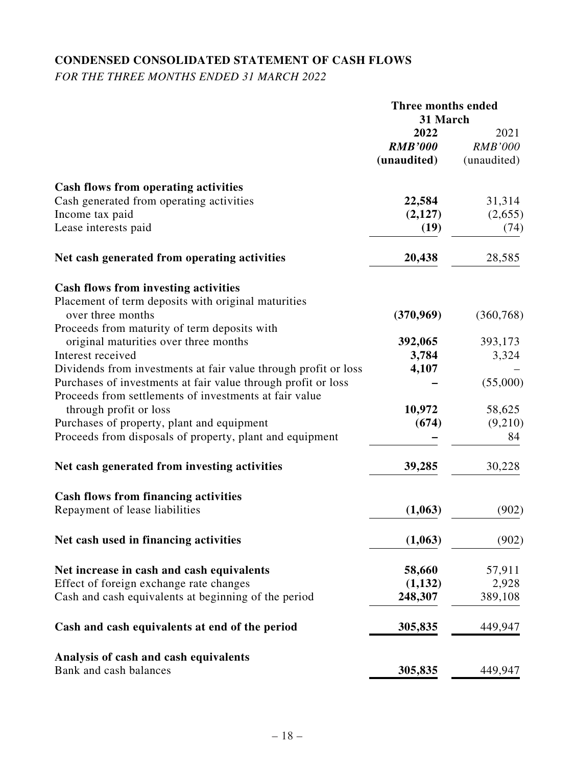## CONDENSED CONSOLIDATED STATEMENT OF CASH FLOWS

*FOR THE THREE MONTHS ENDED 31 MARCH 2022*

| | Three months ended 31 March | |
|---|---|---|
| | **2022** | 2021 |
| | ***RMB'000*** | *RMB'000* |
| | **(unaudited)** | (unaudited) |
| **Cash flows from operating activities** | | |
| Cash generated from operating activities | **22,584** | 31,314 |
| Income tax paid | **(2,127)** | (2,655) |
| Lease interests paid | **(19)** | (74) |
| **Net cash generated from operating activities** | **20,438** | 28,585 |
| **Cash flows from investing activities** | | |
| Placement of term deposits with original maturities over three months | **(370,969)** | (360,768) |
| Proceeds from maturity of term deposits with original maturities over three months | **392,065** | 393,173 |
| Interest received | **3,784** | 3,324 |
| Dividends from investments at fair value through profit or loss | **4,107** | – |
| Purchases of investments at fair value through profit or loss | **–** | (55,000) |
| Proceeds from settlements of investments at fair value through profit or loss | **10,972** | 58,625 |
| Purchases of property, plant and equipment | **(674)** | (9,210) |
| Proceeds from disposals of property, plant and equipment | **–** | 84 |
| **Net cash generated from investing activities** | **39,285** | 30,228 |
| **Cash flows from financing activities** | | |
| Repayment of lease liabilities | **(1,063)** | (902) |
| **Net cash used in financing activities** | **(1,063)** | (902) |
| **Net increase in cash and cash equivalents** | **58,660** | 57,911 |
| Effect of foreign exchange rate changes | **(1,132)** | 2,928 |
| Cash and cash equivalents at beginning of the period | **248,307** | 389,108 |
| **Cash and cash equivalents at end of the period** | **305,835** | 449,947 |
| **Analysis of cash and cash equivalents** | | |
| Bank and cash balances | **305,835** | 449,947 |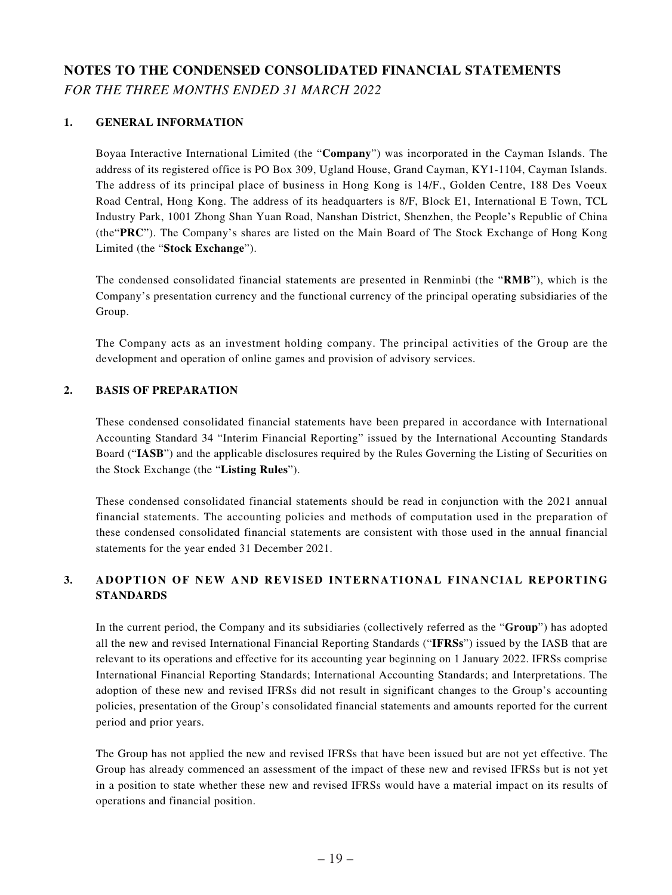# NOTES TO THE CONDENSED CONSOLIDATED FINANCIAL STATEMENTS

*FOR THE THREE MONTHS ENDED 31 MARCH 2022*

## 1. GENERAL INFORMATION

Boyaa Interactive International Limited (the "**Company**") was incorporated in the Cayman Islands. The address of its registered office is PO Box 309, Ugland House, Grand Cayman, KY1-1104, Cayman Islands. The address of its principal place of business in Hong Kong is 14/F., Golden Centre, 188 Des Voeux Road Central, Hong Kong. The address of its headquarters is 8/F, Block E1, International E Town, TCL Industry Park, 1001 Zhong Shan Yuan Road, Nanshan District, Shenzhen, the People's Republic of China (the"**PRC**"). The Company's shares are listed on the Main Board of The Stock Exchange of Hong Kong Limited (the "**Stock Exchange**").

The condensed consolidated financial statements are presented in Renminbi (the "**RMB**"), which is the Company's presentation currency and the functional currency of the principal operating subsidiaries of the Group.

The Company acts as an investment holding company. The principal activities of the Group are the development and operation of online games and provision of advisory services.

## 2. BASIS OF PREPARATION

These condensed consolidated financial statements have been prepared in accordance with International Accounting Standard 34 "Interim Financial Reporting" issued by the International Accounting Standards Board ("**IASB**") and the applicable disclosures required by the Rules Governing the Listing of Securities on the Stock Exchange (the "**Listing Rules**").

These condensed consolidated financial statements should be read in conjunction with the 2021 annual financial statements. The accounting policies and methods of computation used in the preparation of these condensed consolidated financial statements are consistent with those used in the annual financial statements for the year ended 31 December 2021.

## 3. ADOPTION OF NEW AND REVISED INTERNATIONAL FINANCIAL REPORTING STANDARDS

In the current period, the Company and its subsidiaries (collectively referred as the "**Group**") has adopted all the new and revised International Financial Reporting Standards ("**IFRSs**") issued by the IASB that are relevant to its operations and effective for its accounting year beginning on 1 January 2022. IFRSs comprise International Financial Reporting Standards; International Accounting Standards; and Interpretations. The adoption of these new and revised IFRSs did not result in significant changes to the Group's accounting policies, presentation of the Group's consolidated financial statements and amounts reported for the current period and prior years.

The Group has not applied the new and revised IFRSs that have been issued but are not yet effective. The Group has already commenced an assessment of the impact of these new and revised IFRSs but is not yet in a position to state whether these new and revised IFRSs would have a material impact on its results of operations and financial position.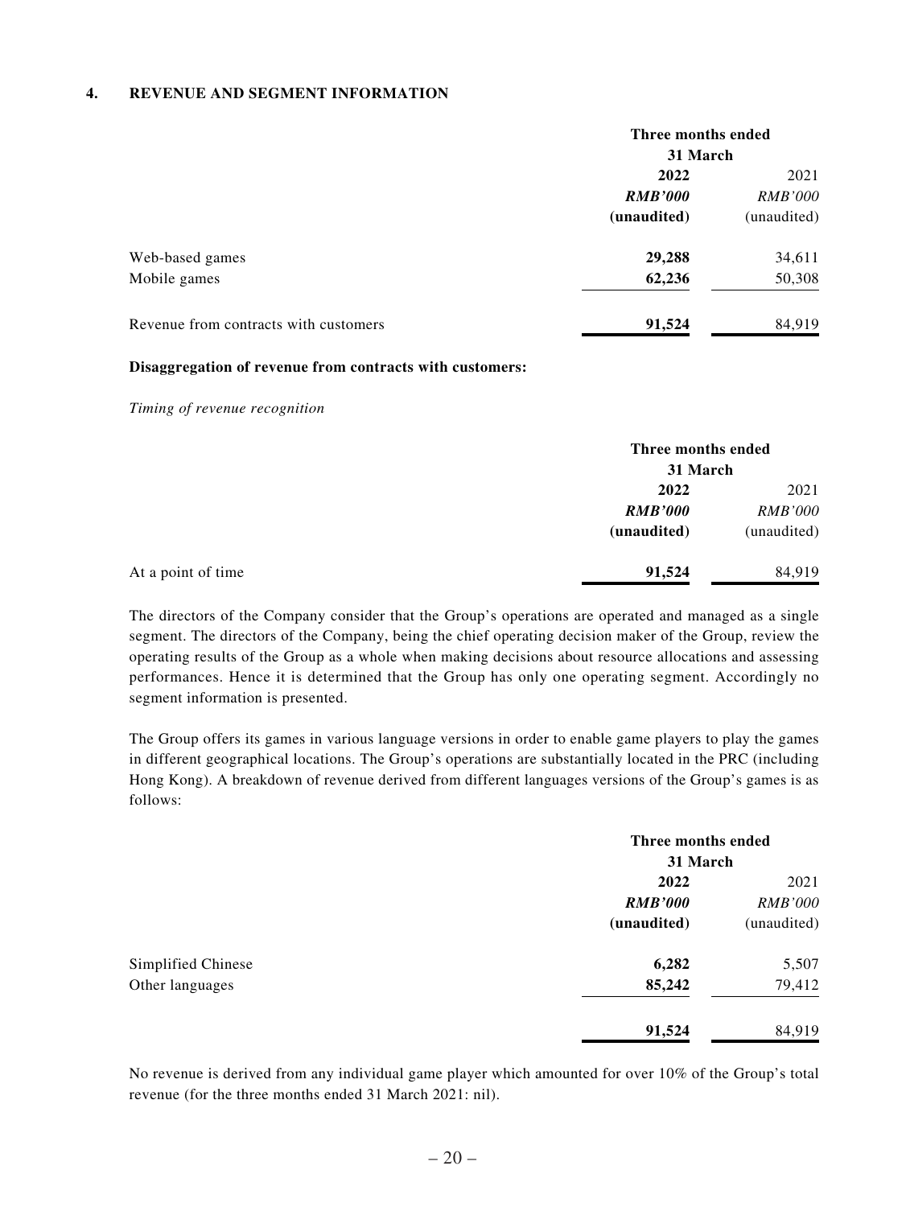## 4. REVENUE AND SEGMENT INFORMATION

| | Three months ended 31 March | |
|---|---|---|
| | **2022** | 2021 |
| | ***RMB'000*** | *RMB'000* |
| | **(unaudited)** | (unaudited) |
| Web-based games | **29,288** | 34,611 |
| Mobile games | **62,236** | 50,308 |
| Revenue from contracts with customers | **91,524** | 84,919 |

**Disaggregation of revenue from contracts with customers:**

*Timing of revenue recognition*

| | Three months ended 31 March | |
|---|---|---|
| | **2022** | 2021 |
| | ***RMB'000*** | *RMB'000* |
| | **(unaudited)** | (unaudited) |
| At a point of time | **91,524** | 84,919 |

The directors of the Company consider that the Group's operations are operated and managed as a single segment. The directors of the Company, being the chief operating decision maker of the Group, review the operating results of the Group as a whole when making decisions about resource allocations and assessing performances. Hence it is determined that the Group has only one operating segment. Accordingly no segment information is presented.

The Group offers its games in various language versions in order to enable game players to play the games in different geographical locations. The Group's operations are substantially located in the PRC (including Hong Kong). A breakdown of revenue derived from different languages versions of the Group's games is as follows:

| | Three months ended 31 March | |
|---|---|---|
| | **2022** | 2021 |
| | ***RMB'000*** | *RMB'000* |
| | **(unaudited)** | (unaudited) |
| Simplified Chinese | **6,282** | 5,507 |
| Other languages | **85,242** | 79,412 |
| | **91,524** | 84,919 |

No revenue is derived from any individual game player which amounted for over 10% of the Group's total revenue (for the three months ended 31 March 2021: nil).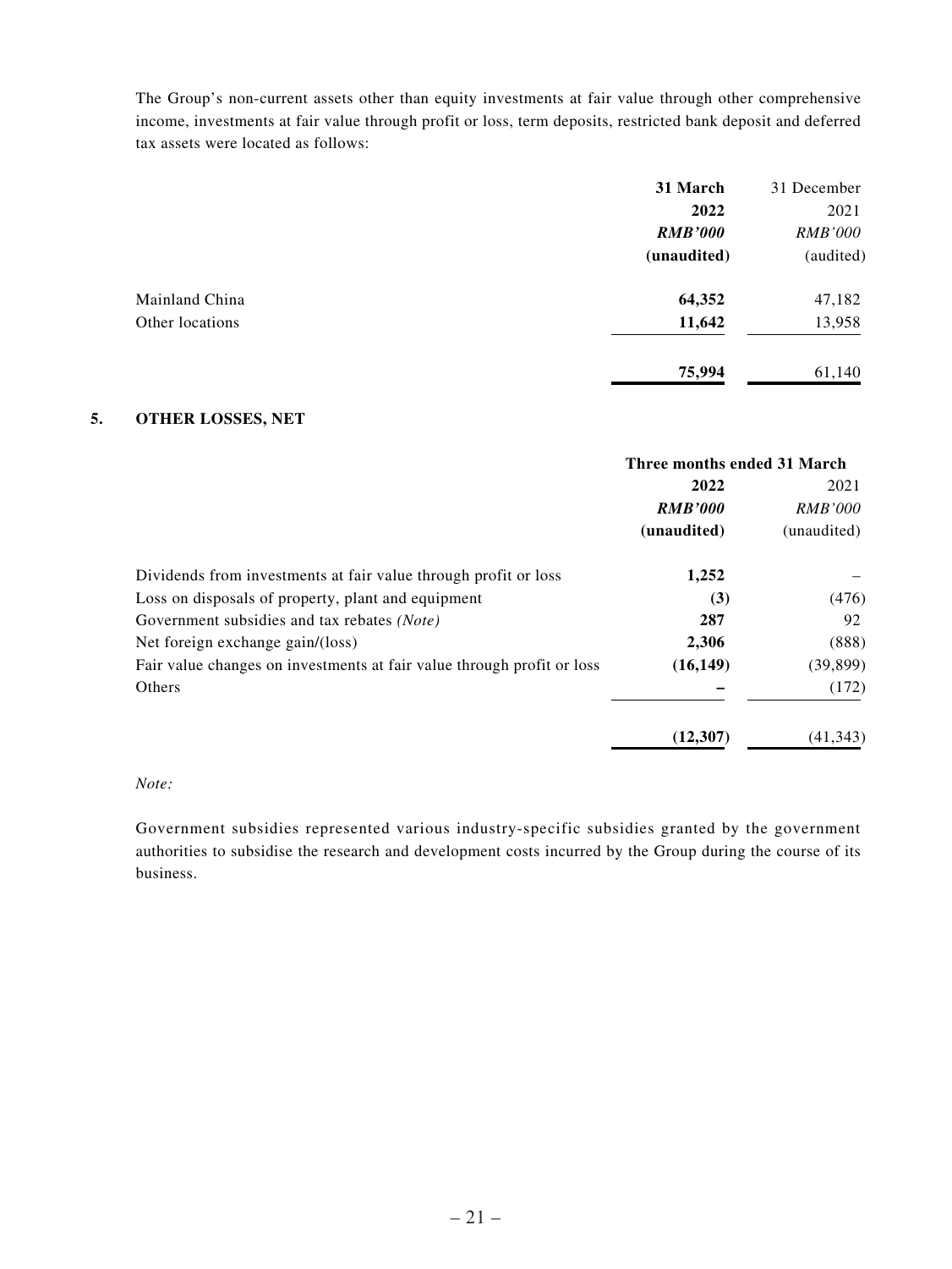The Group's non-current assets other than equity investments at fair value through other comprehensive income, investments at fair value through profit or loss, term deposits, restricted bank deposit and deferred tax assets were located as follows:

| | **31 March 2022** | 31 December 2021 |
|---|---|---|
| | ***RMB'000*** | *RMB'000* |
| | **(unaudited)** | (audited) |
| Mainland China | **64,352** | 47,182 |
| Other locations | **11,642** | 13,958 |
| | **75,994** | 61,140 |

## 5. OTHER LOSSES, NET

| | **Three months ended 31 March** | |
|---|---|---|
| | **2022** | 2021 |
| | ***RMB'000*** | *RMB'000* |
| | **(unaudited)** | (unaudited) |
| Dividends from investments at fair value through profit or loss | **1,252** | – |
| Loss on disposals of property, plant and equipment | **(3)** | (476) |
| Government subsidies and tax rebates *(Note)* | **287** | 92 |
| Net foreign exchange gain/(loss) | **2,306** | (888) |
| Fair value changes on investments at fair value through profit or loss | **(16,149)** | (39,899) |
| Others | **–** | (172) |
| | **(12,307)** | (41,343) |

*Note:*

Government subsidies represented various industry-specific subsidies granted by the government authorities to subsidise the research and development costs incurred by the Group during the course of its business.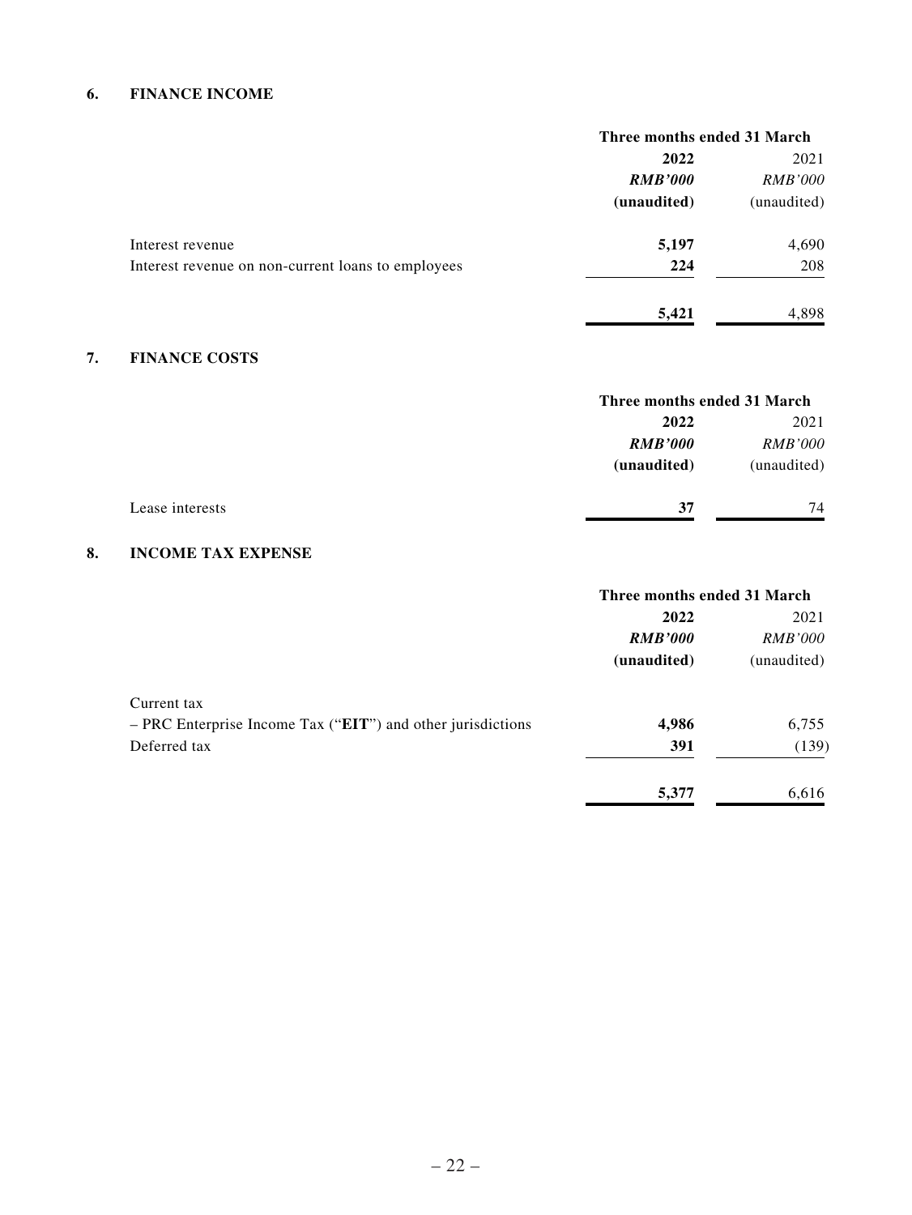## 6. FINANCE INCOME

| | Three months ended 31 March | |
|---|---|---|
| | **2022** | 2021 |
| | ***RMB'000*** | *RMB'000* |
| | **(unaudited)** | (unaudited) |
| Interest revenue | **5,197** | 4,690 |
| Interest revenue on non-current loans to employees | **224** | 208 |
| | **5,421** | 4,898 |

## 7. FINANCE COSTS

| | Three months ended 31 March | |
|---|---|---|
| | **2022** | 2021 |
| | ***RMB'000*** | *RMB'000* |
| | **(unaudited)** | (unaudited) |
| Lease interests | **37** | 74 |

## 8. INCOME TAX EXPENSE

| | Three months ended 31 March | |
|---|---|---|
| | **2022** | 2021 |
| | ***RMB'000*** | *RMB'000* |
| | **(unaudited)** | (unaudited) |
| Current tax | | |
| – PRC Enterprise Income Tax ("**EIT**") and other jurisdictions | **4,986** | 6,755 |
| Deferred tax | **391** | (139) |
| | **5,377** | 6,616 |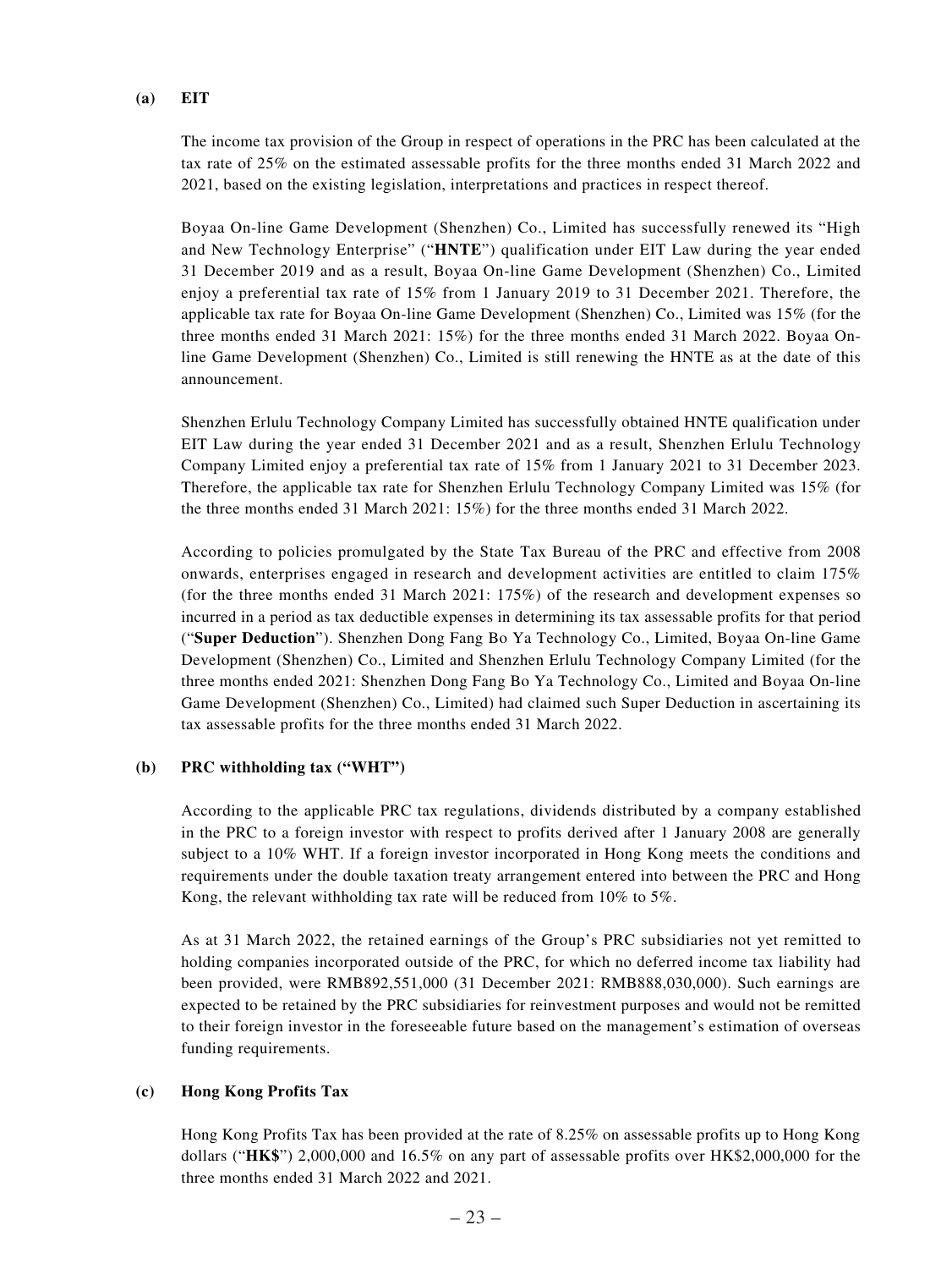**(a) EIT**

The income tax provision of the Group in respect of operations in the PRC has been calculated at the tax rate of 25% on the estimated assessable profits for the three months ended 31 March 2022 and 2021, based on the existing legislation, interpretations and practices in respect thereof.

Boyaa On-line Game Development (Shenzhen) Co., Limited has successfully renewed its "High and New Technology Enterprise" ("**HNTE**") qualification under EIT Law during the year ended 31 December 2019 and as a result, Boyaa On-line Game Development (Shenzhen) Co., Limited enjoy a preferential tax rate of 15% from 1 January 2019 to 31 December 2021. Therefore, the applicable tax rate for Boyaa On-line Game Development (Shenzhen) Co., Limited was 15% (for the three months ended 31 March 2021: 15%) for the three months ended 31 March 2022. Boyaa On-line Game Development (Shenzhen) Co., Limited is still renewing the HNTE as at the date of this announcement.

Shenzhen Erlulu Technology Company Limited has successfully obtained HNTE qualification under EIT Law during the year ended 31 December 2021 and as a result, Shenzhen Erlulu Technology Company Limited enjoy a preferential tax rate of 15% from 1 January 2021 to 31 December 2023. Therefore, the applicable tax rate for Shenzhen Erlulu Technology Company Limited was 15% (for the three months ended 31 March 2021: 15%) for the three months ended 31 March 2022.

According to policies promulgated by the State Tax Bureau of the PRC and effective from 2008 onwards, enterprises engaged in research and development activities are entitled to claim 175% (for the three months ended 31 March 2021: 175%) of the research and development expenses so incurred in a period as tax deductible expenses in determining its tax assessable profits for that period ("**Super Deduction**"). Shenzhen Dong Fang Bo Ya Technology Co., Limited, Boyaa On-line Game Development (Shenzhen) Co., Limited and Shenzhen Erlulu Technology Company Limited (for the three months ended 2021: Shenzhen Dong Fang Bo Ya Technology Co., Limited and Boyaa On-line Game Development (Shenzhen) Co., Limited) had claimed such Super Deduction in ascertaining its tax assessable profits for the three months ended 31 March 2022.

**(b) PRC withholding tax ("WHT")**

According to the applicable PRC tax regulations, dividends distributed by a company established in the PRC to a foreign investor with respect to profits derived after 1 January 2008 are generally subject to a 10% WHT. If a foreign investor incorporated in Hong Kong meets the conditions and requirements under the double taxation treaty arrangement entered into between the PRC and Hong Kong, the relevant withholding tax rate will be reduced from 10% to 5%.

As at 31 March 2022, the retained earnings of the Group's PRC subsidiaries not yet remitted to holding companies incorporated outside of the PRC, for which no deferred income tax liability had been provided, were RMB892,551,000 (31 December 2021: RMB888,030,000). Such earnings are expected to be retained by the PRC subsidiaries for reinvestment purposes and would not be remitted to their foreign investor in the foreseeable future based on the management's estimation of overseas funding requirements.

**(c) Hong Kong Profits Tax**

Hong Kong Profits Tax has been provided at the rate of 8.25% on assessable profits up to Hong Kong dollars ("**HK$**") 2,000,000 and 16.5% on any part of assessable profits over HK$2,000,000 for the three months ended 31 March 2022 and 2021.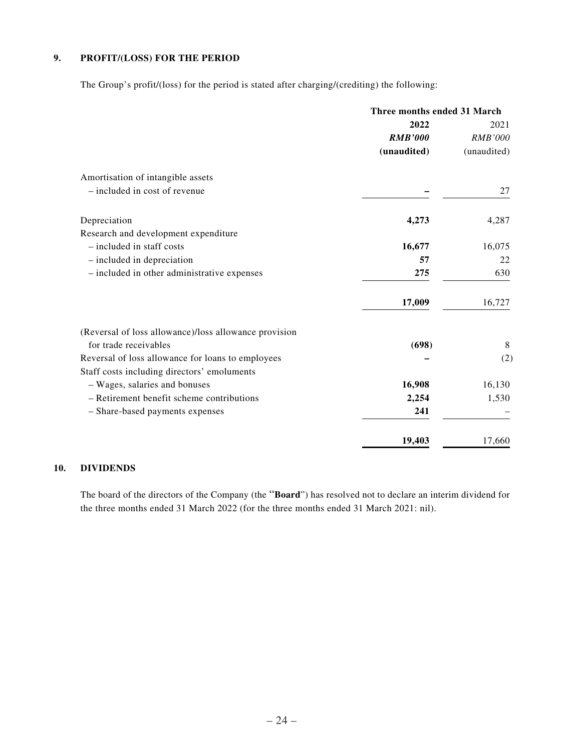### 9. PROFIT/(LOSS) FOR THE PERIOD

The Group's profit/(loss) for the period is stated after charging/(crediting) the following:

| | Three months ended 31 March | |
|---|---|---|
| | **2022** | 2021 |
| | ***RMB'000*** | *RMB'000* |
| | **(unaudited)** | (unaudited) |
| Amortisation of intangible assets | | |
| – included in cost of revenue | **–** | 27 |
| Depreciation | **4,273** | 4,287 |
| Research and development expenditure | | |
| – included in staff costs | **16,677** | 16,075 |
| – included in depreciation | **57** | 22 |
| – included in other administrative expenses | **275** | 630 |
| | **17,009** | 16,727 |
| (Reversal of loss allowance)/loss allowance provision for trade receivables | **(698)** | 8 |
| Reversal of loss allowance for loans to employees | **–** | (2) |
| Staff costs including directors' emoluments | | |
| – Wages, salaries and bonuses | **16,908** | 16,130 |
| – Retirement benefit scheme contributions | **2,254** | 1,530 |
| – Share-based payments expenses | **241** | – |
| | **19,403** | 17,660 |

### 10. DIVIDENDS

The board of the directors of the Company (the "**Board**") has resolved not to declare an interim dividend for the three months ended 31 March 2022 (for the three months ended 31 March 2021: nil).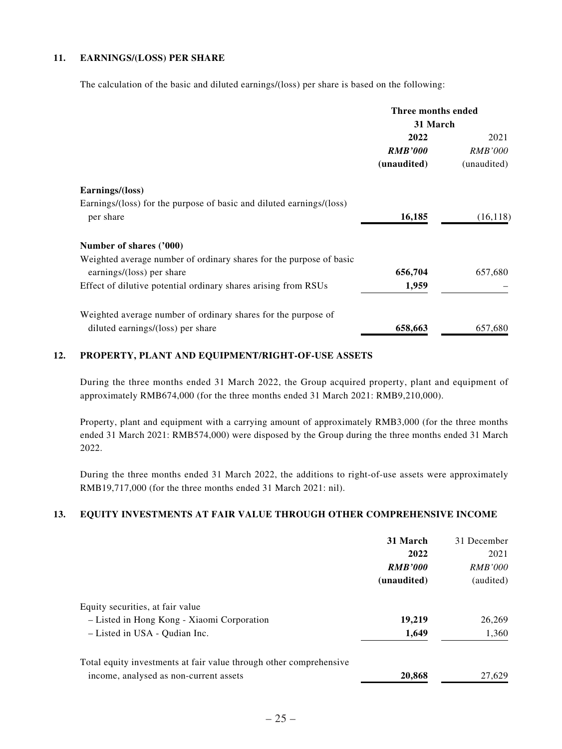### 11. EARNINGS/(LOSS) PER SHARE

The calculation of the basic and diluted earnings/(loss) per share is based on the following:

| | Three months ended 31 March | |
|---|---|---|
| | **2022** | 2021 |
| | ***RMB'000*** | *RMB'000* |
| | **(unaudited)** | (unaudited) |
| **Earnings/(loss)** | | |
| Earnings/(loss) for the purpose of basic and diluted earnings/(loss) per share | **16,185** | (16,118) |
| **Number of shares ('000)** | | |
| Weighted average number of ordinary shares for the purpose of basic earnings/(loss) per share | **656,704** | 657,680 |
| Effect of dilutive potential ordinary shares arising from RSUs | **1,959** | – |
| Weighted average number of ordinary shares for the purpose of diluted earnings/(loss) per share | **658,663** | 657,680 |

### 12. PROPERTY, PLANT AND EQUIPMENT/RIGHT-OF-USE ASSETS

During the three months ended 31 March 2022, the Group acquired property, plant and equipment of approximately RMB674,000 (for the three months ended 31 March 2021: RMB9,210,000).

Property, plant and equipment with a carrying amount of approximately RMB3,000 (for the three months ended 31 March 2021: RMB574,000) were disposed by the Group during the three months ended 31 March 2022.

During the three months ended 31 March 2022, the additions to right-of-use assets were approximately RMB19,717,000 (for the three months ended 31 March 2021: nil).

### 13. EQUITY INVESTMENTS AT FAIR VALUE THROUGH OTHER COMPREHENSIVE INCOME

| | **31 March 2022** | 31 December 2021 |
|---|---|---|
| | ***RMB'000*** | *RMB'000* |
| | **(unaudited)** | (audited) |
| Equity securities, at fair value | | |
| – Listed in Hong Kong - Xiaomi Corporation | **19,219** | 26,269 |
| – Listed in USA - Qudian Inc. | **1,649** | 1,360 |
| Total equity investments at fair value through other comprehensive income, analysed as non-current assets | **20,868** | 27,629 |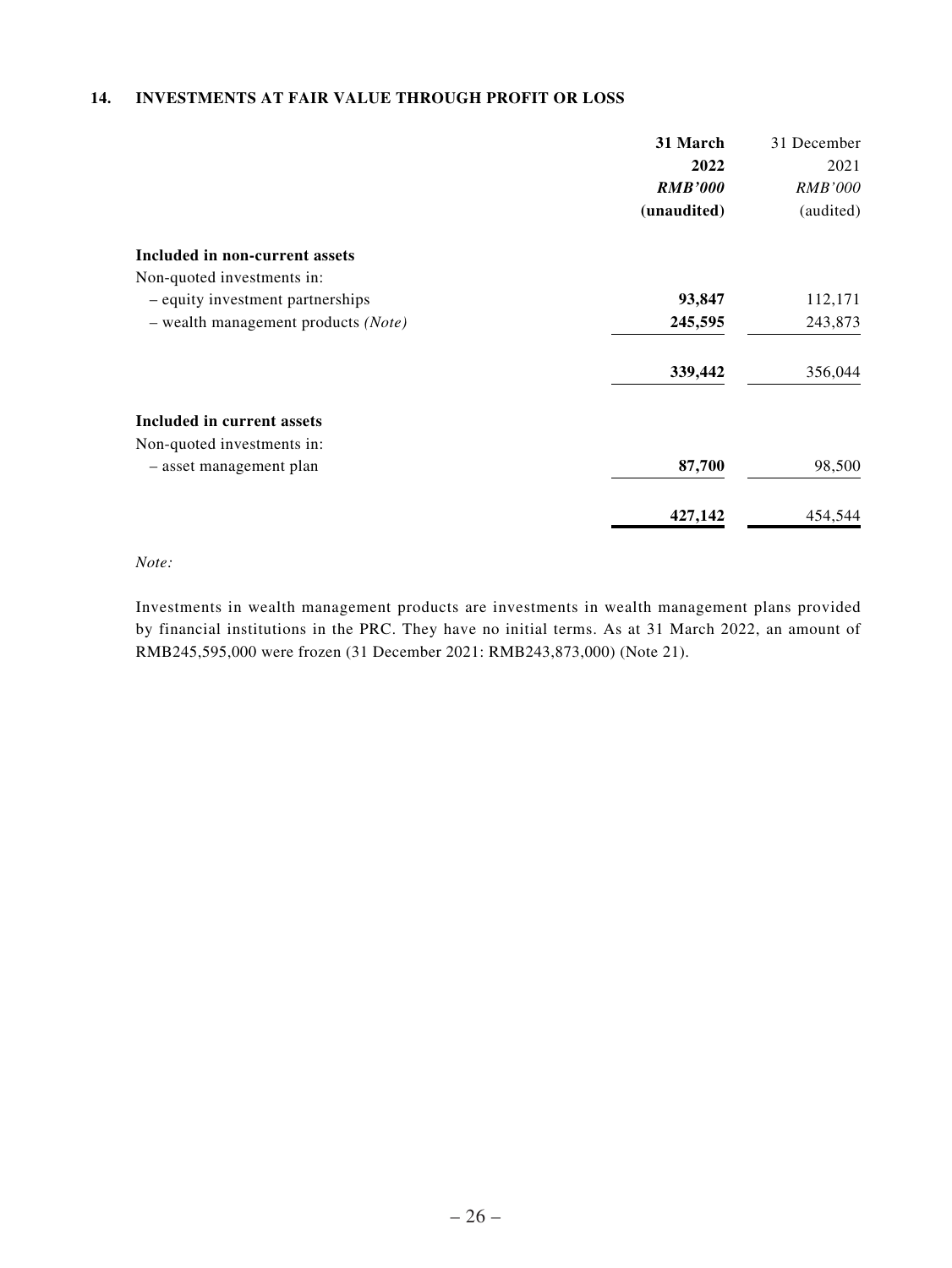## 14. INVESTMENTS AT FAIR VALUE THROUGH PROFIT OR LOSS

| | **31 March 2022** | 31 December 2021 |
|---|---|---|
| | ***RMB'000*** | *RMB'000* |
| | **(unaudited)** | (audited) |
| **Included in non-current assets** | | |
| Non-quoted investments in: | | |
| – equity investment partnerships | **93,847** | 112,171 |
| – wealth management products *(Note)* | **245,595** | 243,873 |
| | **339,442** | 356,044 |
| **Included in current assets** | | |
| Non-quoted investments in: | | |
| – asset management plan | **87,700** | 98,500 |
| | **427,142** | 454,544 |

*Note:*

Investments in wealth management products are investments in wealth management plans provided by financial institutions in the PRC. They have no initial terms. As at 31 March 2022, an amount of RMB245,595,000 were frozen (31 December 2021: RMB243,873,000) (Note 21).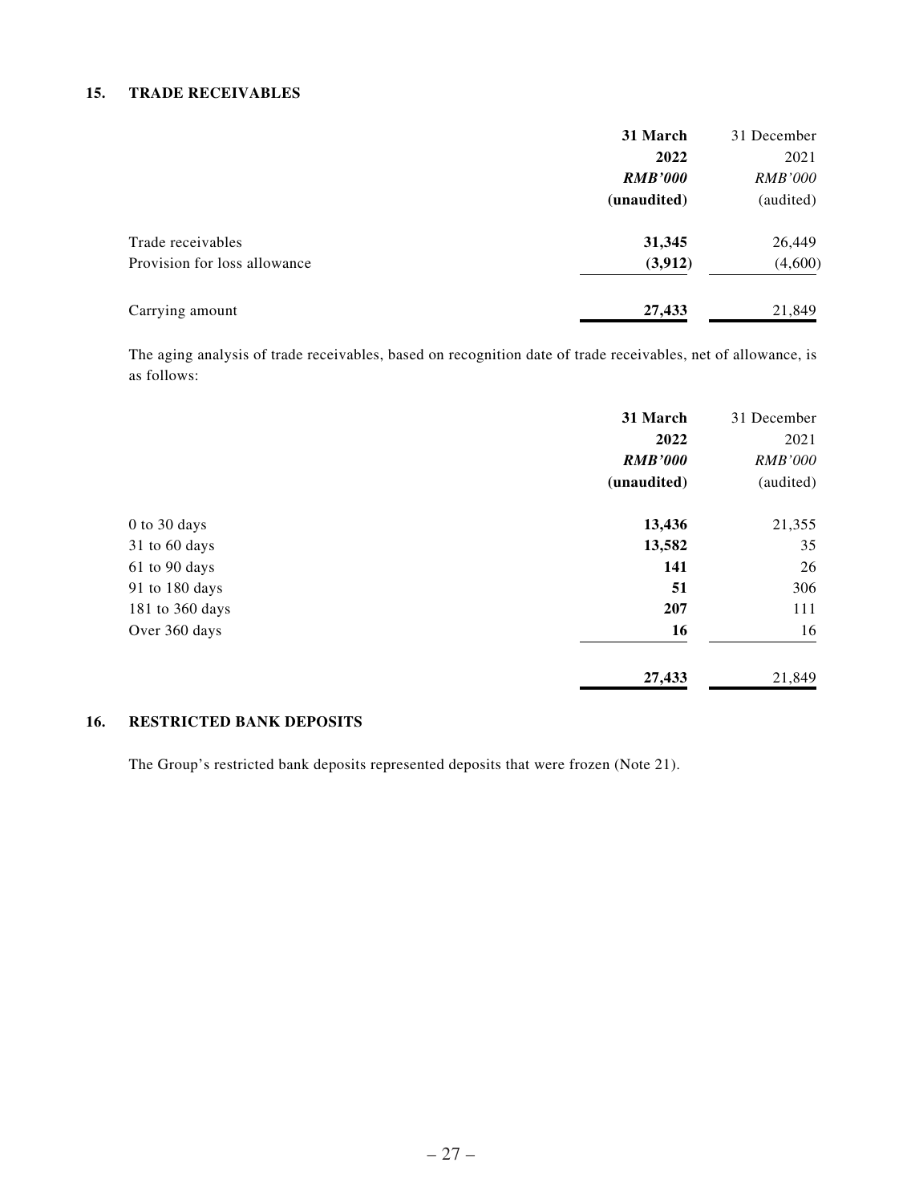## 15. TRADE RECEIVABLES

| | 31 March 2022 | 31 December 2021 |
|---|---|---|
| | ***RMB'000*** | *RMB'000* |
| | **(unaudited)** | (audited) |
| Trade receivables | **31,345** | 26,449 |
| Provision for loss allowance | **(3,912)** | (4,600) |
| Carrying amount | **27,433** | 21,849 |

The aging analysis of trade receivables, based on recognition date of trade receivables, net of allowance, is as follows:

| | 31 March 2022 | 31 December 2021 |
|---|---|---|
| | ***RMB'000*** | *RMB'000* |
| | **(unaudited)** | (audited) |
| 0 to 30 days | **13,436** | 21,355 |
| 31 to 60 days | **13,582** | 35 |
| 61 to 90 days | **141** | 26 |
| 91 to 180 days | **51** | 306 |
| 181 to 360 days | **207** | 111 |
| Over 360 days | **16** | 16 |
| | **27,433** | 21,849 |

## 16. RESTRICTED BANK DEPOSITS

The Group's restricted bank deposits represented deposits that were frozen (Note 21).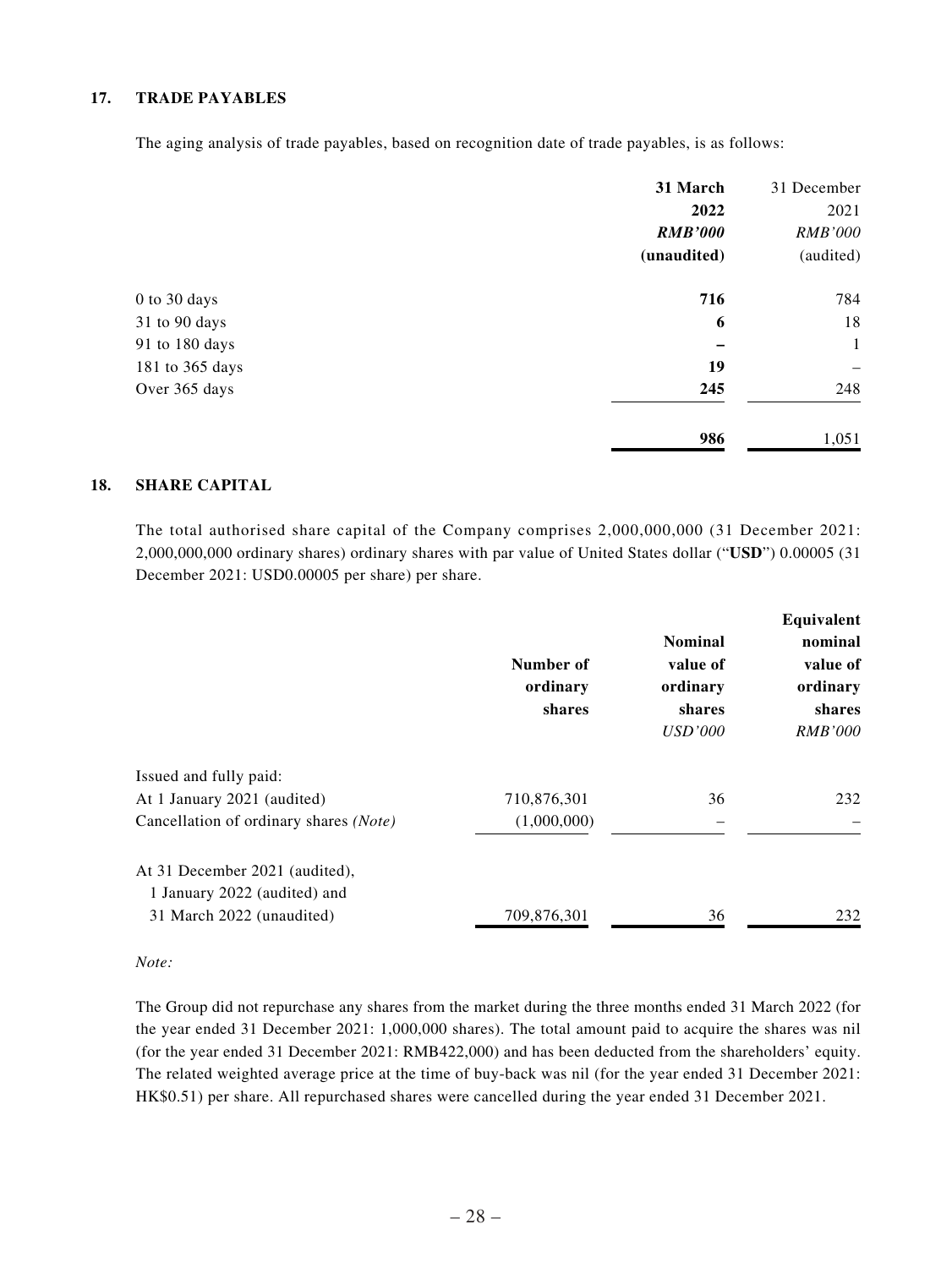## 17. TRADE PAYABLES

The aging analysis of trade payables, based on recognition date of trade payables, is as follows:

| | 31 March 2022 *RMB'000* (unaudited) | 31 December 2021 *RMB'000* (audited) |
|---|---|---|
| 0 to 30 days | **716** | 784 |
| 31 to 90 days | **6** | 18 |
| 91 to 180 days | **–** | 1 |
| 181 to 365 days | **19** | – |
| Over 365 days | **245** | 248 |
| | **986** | 1,051 |

## 18. SHARE CAPITAL

The total authorised share capital of the Company comprises 2,000,000,000 (31 December 2021: 2,000,000,000 ordinary shares) ordinary shares with par value of United States dollar ("**USD**") 0.00005 (31 December 2021: USD0.00005 per share) per share.

| | Number of ordinary shares | Nominal value of ordinary shares *USD'000* | Equivalent nominal value of ordinary shares *RMB'000* |
|---|---|---|---|
| Issued and fully paid: | | | |
| At 1 January 2021 (audited) | 710,876,301 | 36 | 232 |
| Cancellation of ordinary shares *(Note)* | (1,000,000) | – | – |
| At 31 December 2021 (audited), 1 January 2022 (audited) and 31 March 2022 (unaudited) | 709,876,301 | 36 | 232 |

*Note:*

The Group did not repurchase any shares from the market during the three months ended 31 March 2022 (for the year ended 31 December 2021: 1,000,000 shares). The total amount paid to acquire the shares was nil (for the year ended 31 December 2021: RMB422,000) and has been deducted from the shareholders' equity. The related weighted average price at the time of buy-back was nil (for the year ended 31 December 2021: HK$0.51) per share. All repurchased shares were cancelled during the year ended 31 December 2021.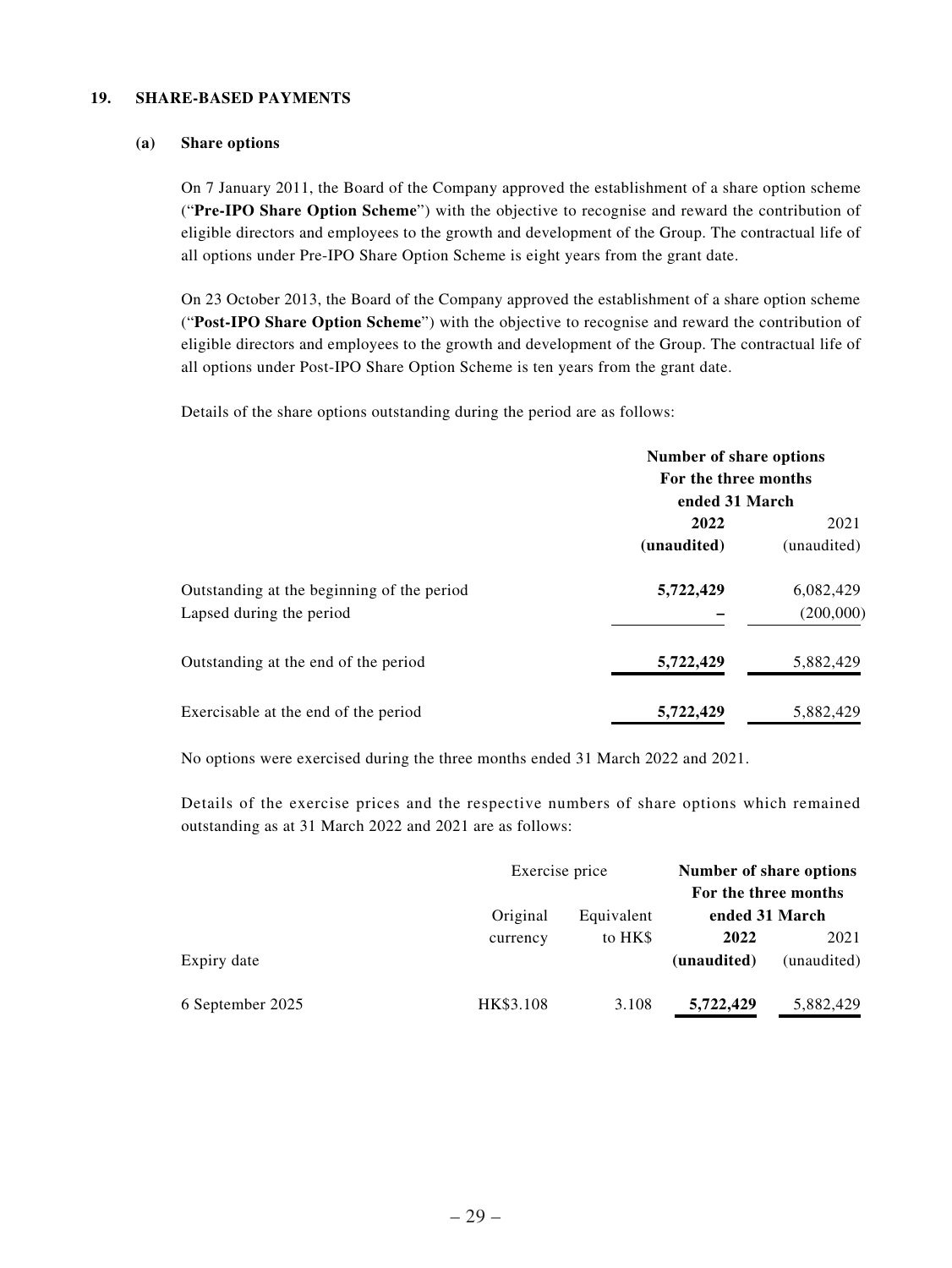## 19. SHARE-BASED PAYMENTS

### (a) Share options

On 7 January 2011, the Board of the Company approved the establishment of a share option scheme ("**Pre-IPO Share Option Scheme**") with the objective to recognise and reward the contribution of eligible directors and employees to the growth and development of the Group. The contractual life of all options under Pre-IPO Share Option Scheme is eight years from the grant date.

On 23 October 2013, the Board of the Company approved the establishment of a share option scheme ("**Post-IPO Share Option Scheme**") with the objective to recognise and reward the contribution of eligible directors and employees to the growth and development of the Group. The contractual life of all options under Post-IPO Share Option Scheme is ten years from the grant date.

Details of the share options outstanding during the period are as follows:

| | **Number of share options For the three months ended 31 March** | |
|---|---|---|
| | **2022** | 2021 |
| | **(unaudited)** | (unaudited) |
| Outstanding at the beginning of the period | **5,722,429** | 6,082,429 |
| Lapsed during the period | **–** | (200,000) |
| Outstanding at the end of the period | **5,722,429** | 5,882,429 |
| Exercisable at the end of the period | **5,722,429** | 5,882,429 |

No options were exercised during the three months ended 31 March 2022 and 2021.

Details of the exercise prices and the respective numbers of share options which remained outstanding as at 31 March 2022 and 2021 are as follows:

| | Exercise price | | **Number of share options For the three months ended 31 March** | |
|---|---|---|---|---|
| | Original currency | Equivalent to HK$ | **2022** | 2021 |
| Expiry date | | | **(unaudited)** | (unaudited) |
| 6 September 2025 | HK$3.108 | 3.108 | **5,722,429** | 5,882,429 |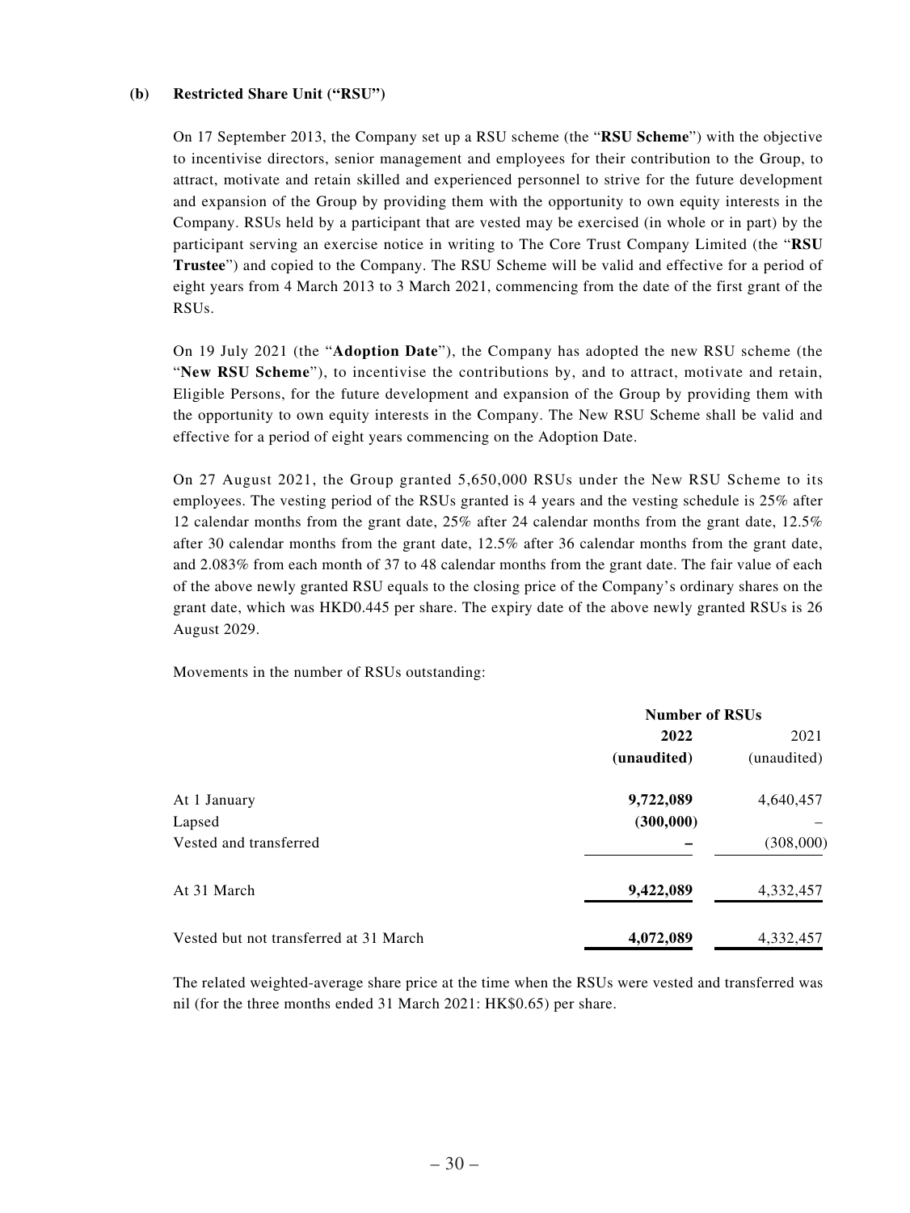**(b) Restricted Share Unit ("RSU")**

On 17 September 2013, the Company set up a RSU scheme (the "**RSU Scheme**") with the objective to incentivise directors, senior management and employees for their contribution to the Group, to attract, motivate and retain skilled and experienced personnel to strive for the future development and expansion of the Group by providing them with the opportunity to own equity interests in the Company. RSUs held by a participant that are vested may be exercised (in whole or in part) by the participant serving an exercise notice in writing to The Core Trust Company Limited (the "**RSU Trustee**") and copied to the Company. The RSU Scheme will be valid and effective for a period of eight years from 4 March 2013 to 3 March 2021, commencing from the date of the first grant of the RSUs.

On 19 July 2021 (the "**Adoption Date**"), the Company has adopted the new RSU scheme (the "**New RSU Scheme**"), to incentivise the contributions by, and to attract, motivate and retain, Eligible Persons, for the future development and expansion of the Group by providing them with the opportunity to own equity interests in the Company. The New RSU Scheme shall be valid and effective for a period of eight years commencing on the Adoption Date.

On 27 August 2021, the Group granted 5,650,000 RSUs under the New RSU Scheme to its employees. The vesting period of the RSUs granted is 4 years and the vesting schedule is 25% after 12 calendar months from the grant date, 25% after 24 calendar months from the grant date, 12.5% after 30 calendar months from the grant date, 12.5% after 36 calendar months from the grant date, and 2.083% from each month of 37 to 48 calendar months from the grant date. The fair value of each of the above newly granted RSU equals to the closing price of the Company's ordinary shares on the grant date, which was HKD0.445 per share. The expiry date of the above newly granted RSUs is 26 August 2029.

Movements in the number of RSUs outstanding:

| | Number of RSUs | |
|---|---|---|
| | **2022** | 2021 |
| | **(unaudited)** | (unaudited) |
| At 1 January | **9,722,089** | 4,640,457 |
| Lapsed | **(300,000)** | – |
| Vested and transferred | **–** | (308,000) |
| At 31 March | **9,422,089** | 4,332,457 |
| Vested but not transferred at 31 March | **4,072,089** | 4,332,457 |

The related weighted-average share price at the time when the RSUs were vested and transferred was nil (for the three months ended 31 March 2021: HK$0.65) per share.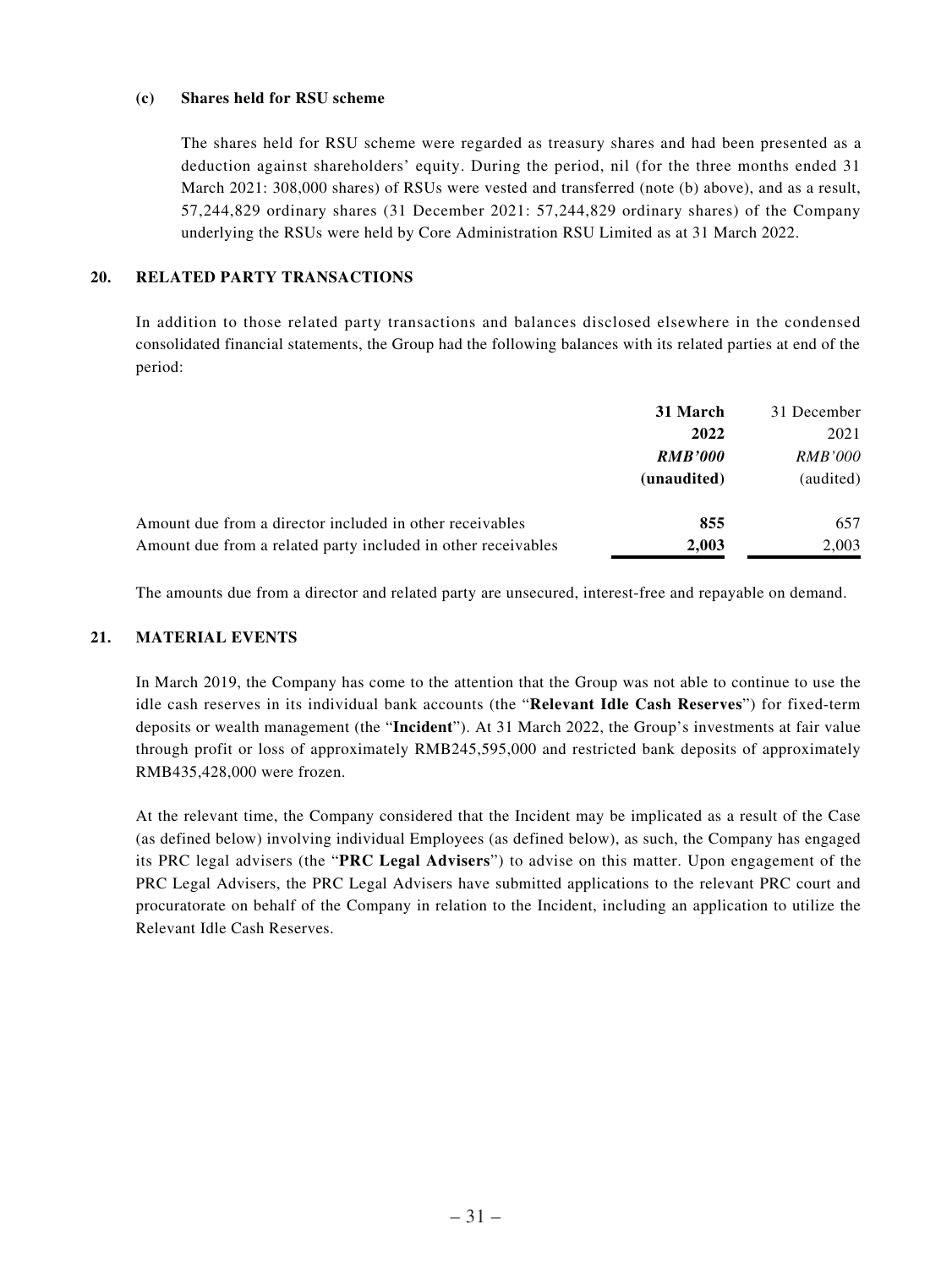**(c) Shares held for RSU scheme**

The shares held for RSU scheme were regarded as treasury shares and had been presented as a deduction against shareholders' equity. During the period, nil (for the three months ended 31 March 2021: 308,000 shares) of RSUs were vested and transferred (note (b) above), and as a result, 57,244,829 ordinary shares (31 December 2021: 57,244,829 ordinary shares) of the Company underlying the RSUs were held by Core Administration RSU Limited as at 31 March 2022.

## 20. RELATED PARTY TRANSACTIONS

In addition to those related party transactions and balances disclosed elsewhere in the condensed consolidated financial statements, the Group had the following balances with its related parties at end of the period:

| | **31 March 2022** | 31 December 2021 |
|---|---|---|
| | ***RMB'000*** | *RMB'000* |
| | **(unaudited)** | (audited) |
| Amount due from a director included in other receivables | **855** | 657 |
| Amount due from a related party included in other receivables | **2,003** | 2,003 |

The amounts due from a director and related party are unsecured, interest-free and repayable on demand.

## 21. MATERIAL EVENTS

In March 2019, the Company has come to the attention that the Group was not able to continue to use the idle cash reserves in its individual bank accounts (the "**Relevant Idle Cash Reserves**") for fixed-term deposits or wealth management (the "**Incident**"). At 31 March 2022, the Group's investments at fair value through profit or loss of approximately RMB245,595,000 and restricted bank deposits of approximately RMB435,428,000 were frozen.

At the relevant time, the Company considered that the Incident may be implicated as a result of the Case (as defined below) involving individual Employees (as defined below), as such, the Company has engaged its PRC legal advisers (the "**PRC Legal Advisers**") to advise on this matter. Upon engagement of the PRC Legal Advisers, the PRC Legal Advisers have submitted applications to the relevant PRC court and procuratorate on behalf of the Company in relation to the Incident, including an application to utilize the Relevant Idle Cash Reserves.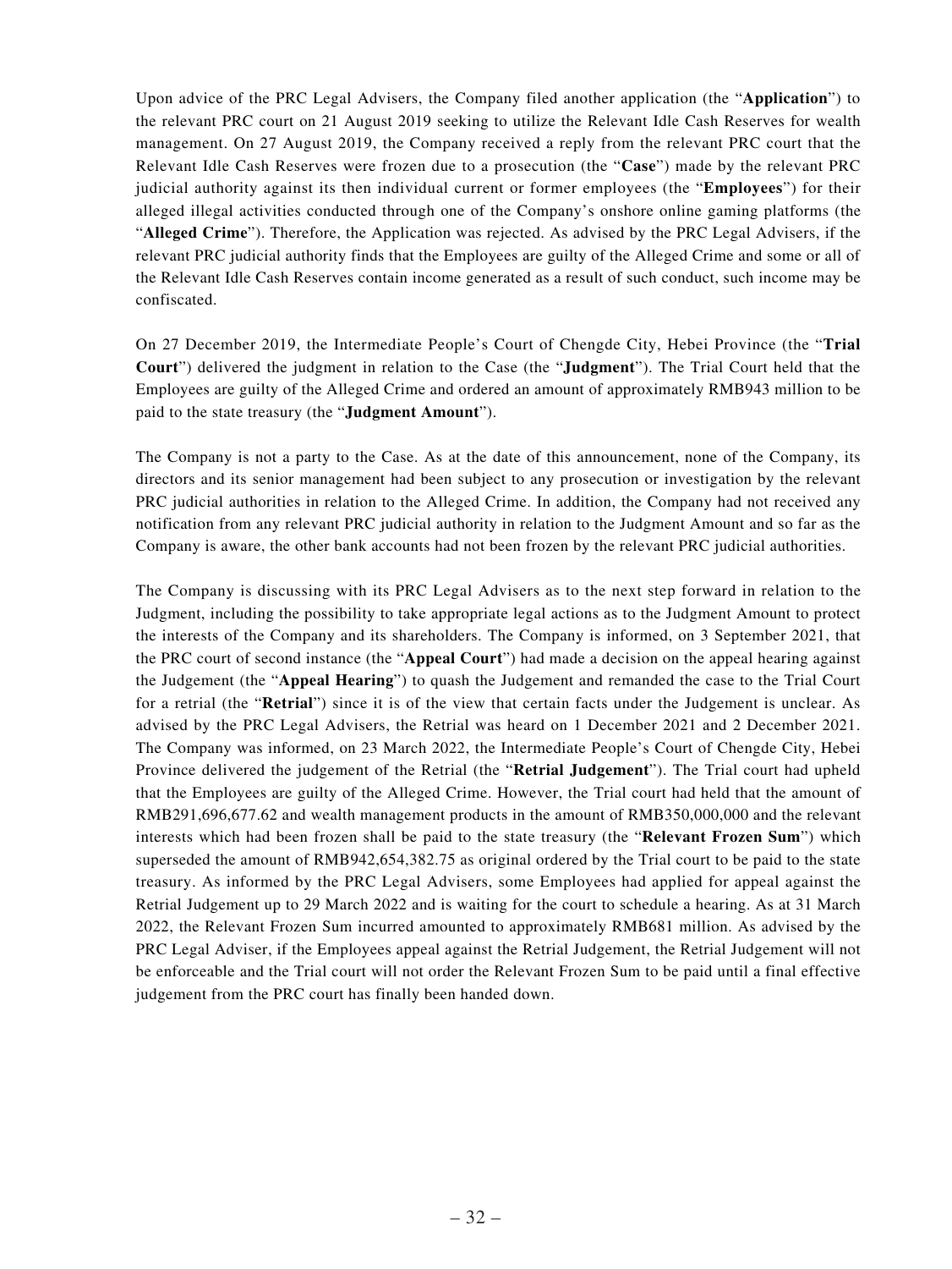Upon advice of the PRC Legal Advisers, the Company filed another application (the "**Application**") to the relevant PRC court on 21 August 2019 seeking to utilize the Relevant Idle Cash Reserves for wealth management. On 27 August 2019, the Company received a reply from the relevant PRC court that the Relevant Idle Cash Reserves were frozen due to a prosecution (the "**Case**") made by the relevant PRC judicial authority against its then individual current or former employees (the "**Employees**") for their alleged illegal activities conducted through one of the Company's onshore online gaming platforms (the "**Alleged Crime**"). Therefore, the Application was rejected. As advised by the PRC Legal Advisers, if the relevant PRC judicial authority finds that the Employees are guilty of the Alleged Crime and some or all of the Relevant Idle Cash Reserves contain income generated as a result of such conduct, such income may be confiscated.

On 27 December 2019, the Intermediate People's Court of Chengde City, Hebei Province (the "**Trial Court**") delivered the judgment in relation to the Case (the "**Judgment**"). The Trial Court held that the Employees are guilty of the Alleged Crime and ordered an amount of approximately RMB943 million to be paid to the state treasury (the "**Judgment Amount**").

The Company is not a party to the Case. As at the date of this announcement, none of the Company, its directors and its senior management had been subject to any prosecution or investigation by the relevant PRC judicial authorities in relation to the Alleged Crime. In addition, the Company had not received any notification from any relevant PRC judicial authority in relation to the Judgment Amount and so far as the Company is aware, the other bank accounts had not been frozen by the relevant PRC judicial authorities.

The Company is discussing with its PRC Legal Advisers as to the next step forward in relation to the Judgment, including the possibility to take appropriate legal actions as to the Judgment Amount to protect the interests of the Company and its shareholders. The Company is informed, on 3 September 2021, that the PRC court of second instance (the "**Appeal Court**") had made a decision on the appeal hearing against the Judgement (the "**Appeal Hearing**") to quash the Judgement and remanded the case to the Trial Court for a retrial (the "**Retrial**") since it is of the view that certain facts under the Judgement is unclear. As advised by the PRC Legal Advisers, the Retrial was heard on 1 December 2021 and 2 December 2021. The Company was informed, on 23 March 2022, the Intermediate People's Court of Chengde City, Hebei Province delivered the judgement of the Retrial (the "**Retrial Judgement**"). The Trial court had upheld that the Employees are guilty of the Alleged Crime. However, the Trial court had held that the amount of RMB291,696,677.62 and wealth management products in the amount of RMB350,000,000 and the relevant interests which had been frozen shall be paid to the state treasury (the "**Relevant Frozen Sum**") which superseded the amount of RMB942,654,382.75 as original ordered by the Trial court to be paid to the state treasury. As informed by the PRC Legal Advisers, some Employees had applied for appeal against the Retrial Judgement up to 29 March 2022 and is waiting for the court to schedule a hearing. As at 31 March 2022, the Relevant Frozen Sum incurred amounted to approximately RMB681 million. As advised by the PRC Legal Adviser, if the Employees appeal against the Retrial Judgement, the Retrial Judgement will not be enforceable and the Trial court will not order the Relevant Frozen Sum to be paid until a final effective judgement from the PRC court has finally been handed down.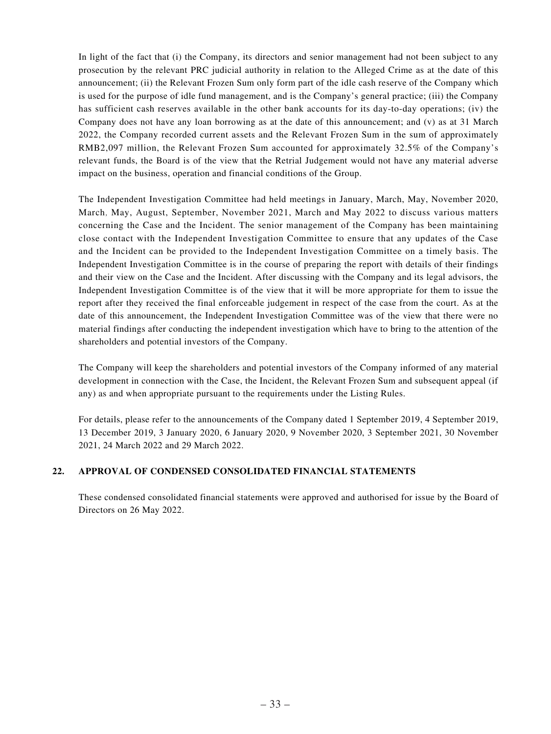In light of the fact that (i) the Company, its directors and senior management had not been subject to any prosecution by the relevant PRC judicial authority in relation to the Alleged Crime as at the date of this announcement; (ii) the Relevant Frozen Sum only form part of the idle cash reserve of the Company which is used for the purpose of idle fund management, and is the Company's general practice; (iii) the Company has sufficient cash reserves available in the other bank accounts for its day-to-day operations; (iv) the Company does not have any loan borrowing as at the date of this announcement; and (v) as at 31 March 2022, the Company recorded current assets and the Relevant Frozen Sum in the sum of approximately RMB2,097 million, the Relevant Frozen Sum accounted for approximately 32.5% of the Company's relevant funds, the Board is of the view that the Retrial Judgement would not have any material adverse impact on the business, operation and financial conditions of the Group.

The Independent Investigation Committee had held meetings in January, March, May, November 2020, March, May, August, September, November 2021, March and May 2022 to discuss various matters concerning the Case and the Incident. The senior management of the Company has been maintaining close contact with the Independent Investigation Committee to ensure that any updates of the Case and the Incident can be provided to the Independent Investigation Committee on a timely basis. The Independent Investigation Committee is in the course of preparing the report with details of their findings and their view on the Case and the Incident. After discussing with the Company and its legal advisors, the Independent Investigation Committee is of the view that it will be more appropriate for them to issue the report after they received the final enforceable judgement in respect of the case from the court. As at the date of this announcement, the Independent Investigation Committee was of the view that there were no material findings after conducting the independent investigation which have to bring to the attention of the shareholders and potential investors of the Company.

The Company will keep the shareholders and potential investors of the Company informed of any material development in connection with the Case, the Incident, the Relevant Frozen Sum and subsequent appeal (if any) as and when appropriate pursuant to the requirements under the Listing Rules.

For details, please refer to the announcements of the Company dated 1 September 2019, 4 September 2019, 13 December 2019, 3 January 2020, 6 January 2020, 9 November 2020, 3 September 2021, 30 November 2021, 24 March 2022 and 29 March 2022.

## 22. APPROVAL OF CONDENSED CONSOLIDATED FINANCIAL STATEMENTS

These condensed consolidated financial statements were approved and authorised for issue by the Board of Directors on 26 May 2022.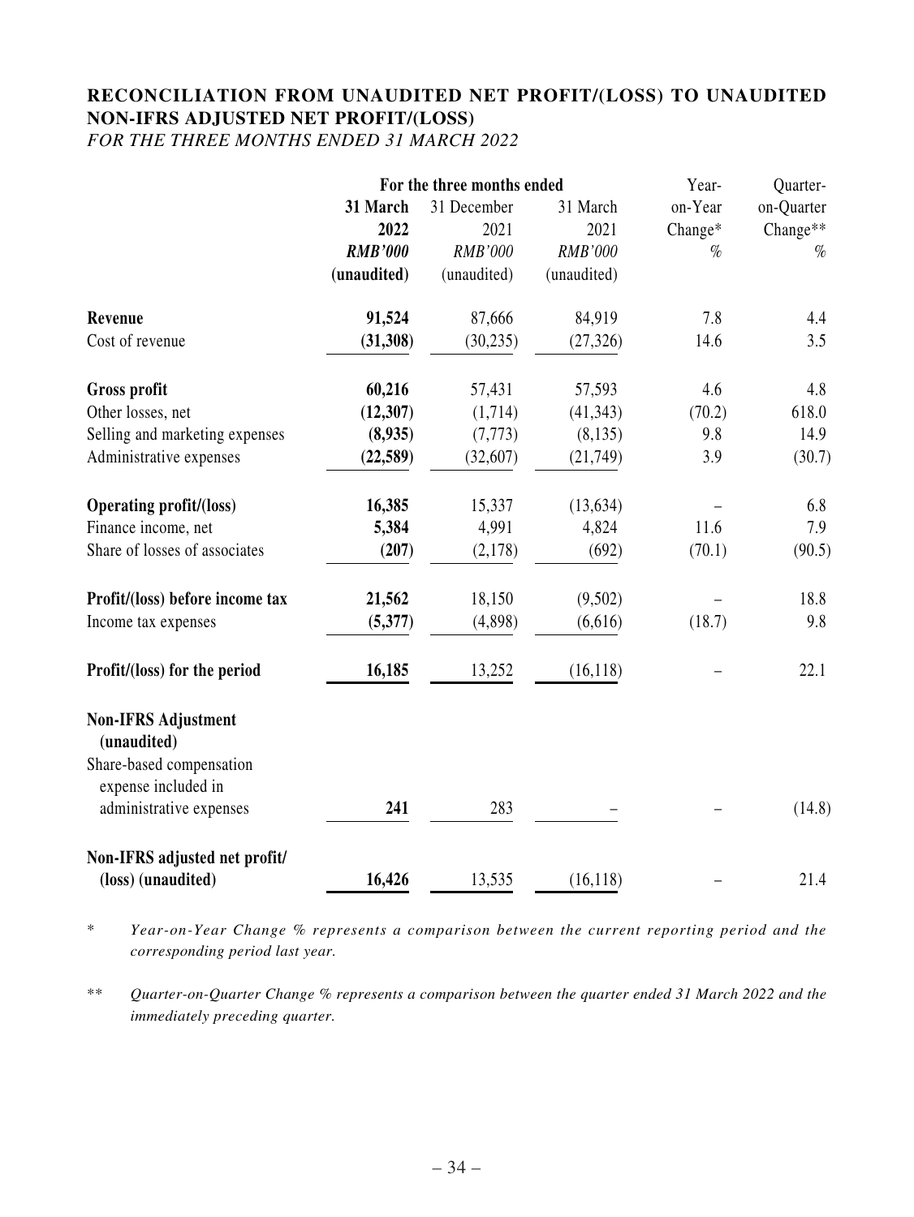# RECONCILIATION FROM UNAUDITED NET PROFIT/(LOSS) TO UNAUDITED NON-IFRS ADJUSTED NET PROFIT/(LOSS)

*FOR THE THREE MONTHS ENDED 31 MARCH 2022*

| | For the three months ended | | | Year-on-Year Change* | Quarter-on-Quarter Change** |
|---|---|---|---|---|---|
| | **31 March 2022** | 31 December 2021 | 31 March 2021 | | |
| | ***RMB'000*** | *RMB'000* | *RMB'000* | *%* | *%* |
| | **(unaudited)** | (unaudited) | (unaudited) | | |
| **Revenue** | **91,524** | 87,666 | 84,919 | 7.8 | 4.4 |
| Cost of revenue | **(31,308)** | (30,235) | (27,326) | 14.6 | 3.5 |
| **Gross profit** | **60,216** | 57,431 | 57,593 | 4.6 | 4.8 |
| Other losses, net | **(12,307)** | (1,714) | (41,343) | (70.2) | 618.0 |
| Selling and marketing expenses | **(8,935)** | (7,773) | (8,135) | 9.8 | 14.9 |
| Administrative expenses | **(22,589)** | (32,607) | (21,749) | 3.9 | (30.7) |
| **Operating profit/(loss)** | **16,385** | 15,337 | (13,634) | – | 6.8 |
| Finance income, net | **5,384** | 4,991 | 4,824 | 11.6 | 7.9 |
| Share of losses of associates | **(207)** | (2,178) | (692) | (70.1) | (90.5) |
| **Profit/(loss) before income tax** | **21,562** | 18,150 | (9,502) | – | 18.8 |
| Income tax expenses | **(5,377)** | (4,898) | (6,616) | (18.7) | 9.8 |
| **Profit/(loss) for the period** | **16,185** | 13,252 | (16,118) | – | 22.1 |
| **Non-IFRS Adjustment (unaudited)** | | | | | |
| Share-based compensation expense included in administrative expenses | **241** | 283 | – | – | (14.8) |
| **Non-IFRS adjusted net profit/(loss) (unaudited)** | **16,426** | 13,535 | (16,118) | – | 21.4 |

\* *Year-on-Year Change % represents a comparison between the current reporting period and the corresponding period last year.*

\*\* *Quarter-on-Quarter Change % represents a comparison between the quarter ended 31 March 2022 and the immediately preceding quarter.*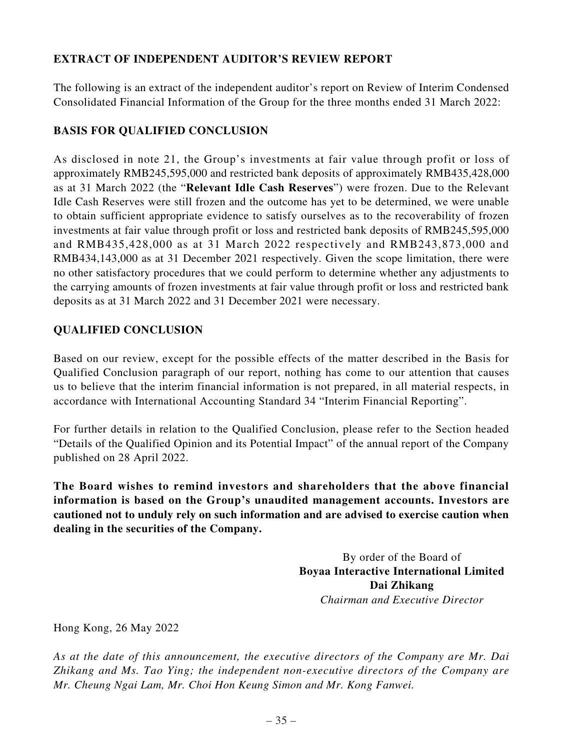## EXTRACT OF INDEPENDENT AUDITOR'S REVIEW REPORT

The following is an extract of the independent auditor's report on Review of Interim Condensed Consolidated Financial Information of the Group for the three months ended 31 March 2022:

## BASIS FOR QUALIFIED CONCLUSION

As disclosed in note 21, the Group's investments at fair value through profit or loss of approximately RMB245,595,000 and restricted bank deposits of approximately RMB435,428,000 as at 31 March 2022 (the "**Relevant Idle Cash Reserves**") were frozen. Due to the Relevant Idle Cash Reserves were still frozen and the outcome has yet to be determined, we were unable to obtain sufficient appropriate evidence to satisfy ourselves as to the recoverability of frozen investments at fair value through profit or loss and restricted bank deposits of RMB245,595,000 and RMB435,428,000 as at 31 March 2022 respectively and RMB243,873,000 and RMB434,143,000 as at 31 December 2021 respectively. Given the scope limitation, there were no other satisfactory procedures that we could perform to determine whether any adjustments to the carrying amounts of frozen investments at fair value through profit or loss and restricted bank deposits as at 31 March 2022 and 31 December 2021 were necessary.

## QUALIFIED CONCLUSION

Based on our review, except for the possible effects of the matter described in the Basis for Qualified Conclusion paragraph of our report, nothing has come to our attention that causes us to believe that the interim financial information is not prepared, in all material respects, in accordance with International Accounting Standard 34 "Interim Financial Reporting".

For further details in relation to the Qualified Conclusion, please refer to the Section headed "Details of the Qualified Opinion and its Potential Impact" of the annual report of the Company published on 28 April 2022.

**The Board wishes to remind investors and shareholders that the above financial information is based on the Group's unaudited management accounts. Investors are cautioned not to unduly rely on such information and are advised to exercise caution when dealing in the securities of the Company.**

By order of the Board of
**Boyaa Interactive International Limited**
**Dai Zhikang**
*Chairman and Executive Director*

Hong Kong, 26 May 2022

*As at the date of this announcement, the executive directors of the Company are Mr. Dai Zhikang and Ms. Tao Ying; the independent non-executive directors of the Company are Mr. Cheung Ngai Lam, Mr. Choi Hon Keung Simon and Mr. Kong Fanwei.*